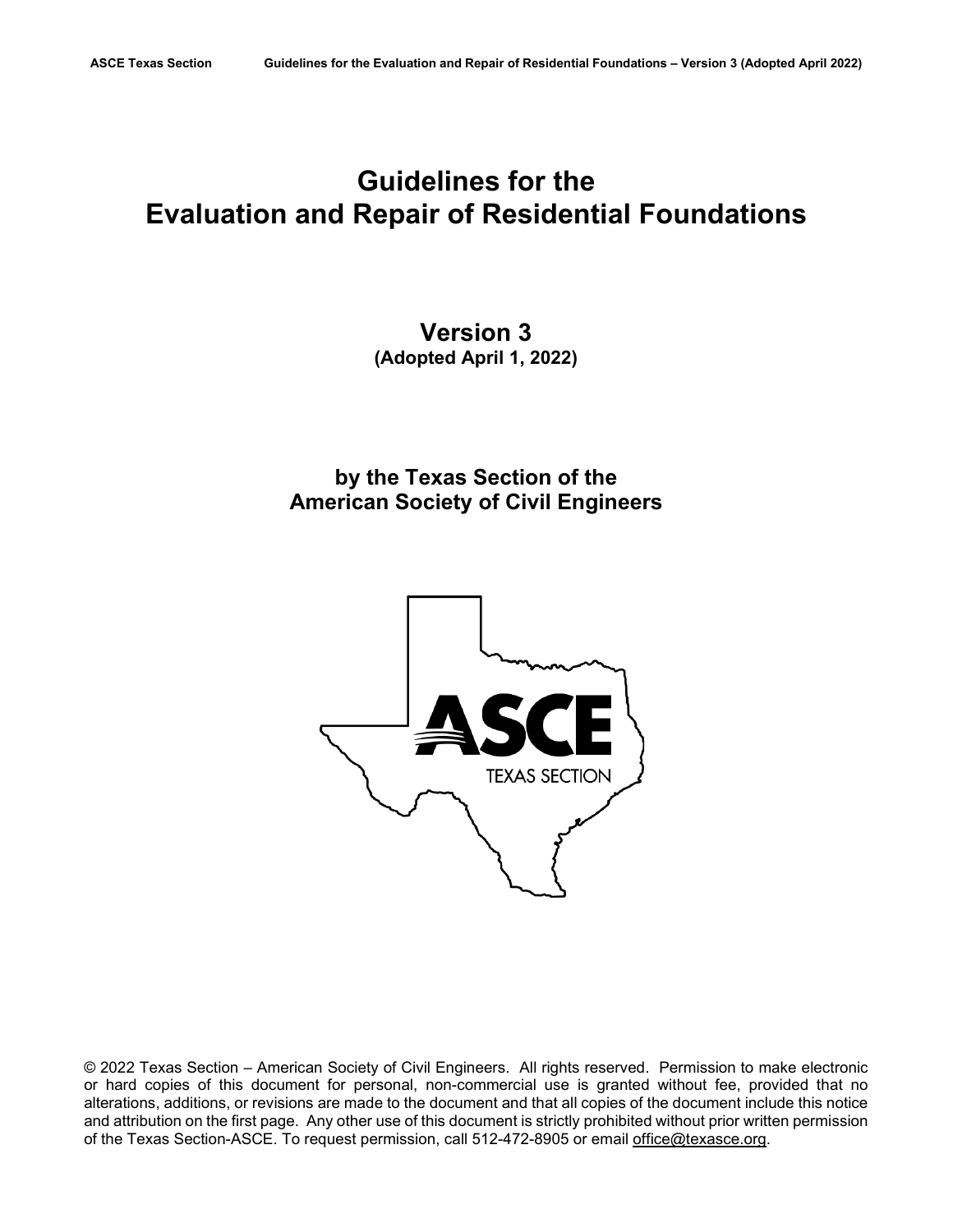# Guidelines for the Evaluation and Repair of Residential Foundations

## Version 3
**(Adopted April 1, 2022)**

**by the Texas Section of the American Society of Civil Engineers**

ASCE TEXAS SECTION

© 2022 Texas Section – American Society of Civil Engineers. All rights reserved. Permission to make electronic or hard copies of this document for personal, non-commercial use is granted without fee, provided that no alterations, additions, or revisions are made to the document and that all copies of the document include this notice and attribution on the first page. Any other use of this document is strictly prohibited without prior written permission of the Texas Section-ASCE. To request permission, call 512-472-8905 or email office@texasce.org.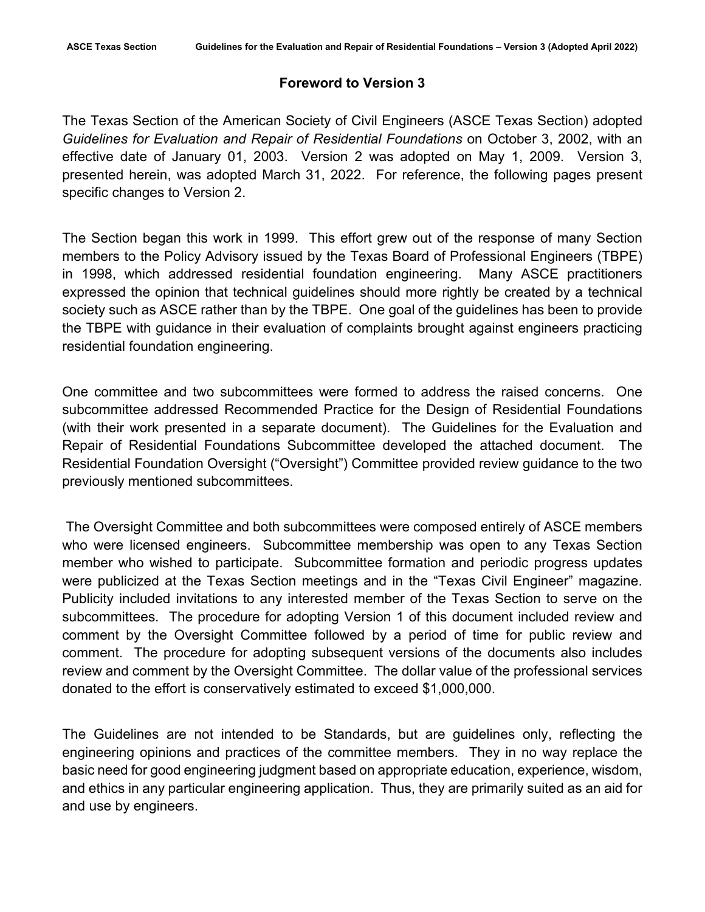## Foreword to Version 3

The Texas Section of the American Society of Civil Engineers (ASCE Texas Section) adopted *Guidelines for Evaluation and Repair of Residential Foundations* on October 3, 2002, with an effective date of January 01, 2003. Version 2 was adopted on May 1, 2009. Version 3, presented herein, was adopted March 31, 2022. For reference, the following pages present specific changes to Version 2.

The Section began this work in 1999. This effort grew out of the response of many Section members to the Policy Advisory issued by the Texas Board of Professional Engineers (TBPE) in 1998, which addressed residential foundation engineering. Many ASCE practitioners expressed the opinion that technical guidelines should more rightly be created by a technical society such as ASCE rather than by the TBPE. One goal of the guidelines has been to provide the TBPE with guidance in their evaluation of complaints brought against engineers practicing residential foundation engineering.

One committee and two subcommittees were formed to address the raised concerns. One subcommittee addressed Recommended Practice for the Design of Residential Foundations (with their work presented in a separate document). The Guidelines for the Evaluation and Repair of Residential Foundations Subcommittee developed the attached document. The Residential Foundation Oversight ("Oversight") Committee provided review guidance to the two previously mentioned subcommittees.

The Oversight Committee and both subcommittees were composed entirely of ASCE members who were licensed engineers. Subcommittee membership was open to any Texas Section member who wished to participate. Subcommittee formation and periodic progress updates were publicized at the Texas Section meetings and in the "Texas Civil Engineer" magazine. Publicity included invitations to any interested member of the Texas Section to serve on the subcommittees. The procedure for adopting Version 1 of this document included review and comment by the Oversight Committee followed by a period of time for public review and comment. The procedure for adopting subsequent versions of the documents also includes review and comment by the Oversight Committee. The dollar value of the professional services donated to the effort is conservatively estimated to exceed $1,000,000.

The Guidelines are not intended to be Standards, but are guidelines only, reflecting the engineering opinions and practices of the committee members. They in no way replace the basic need for good engineering judgment based on appropriate education, experience, wisdom, and ethics in any particular engineering application. Thus, they are primarily suited as an aid for and use by engineers.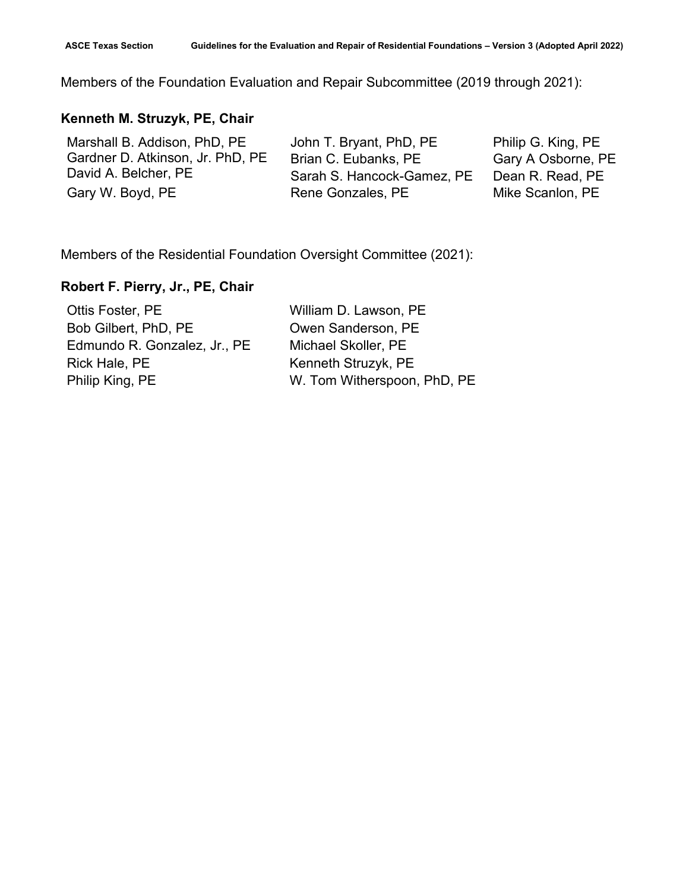Members of the Foundation Evaluation and Repair Subcommittee (2019 through 2021):

**Kenneth M. Struzyk, PE, Chair**

Marshall B. Addison, PhD, PE
Gardner D. Atkinson, Jr. PhD, PE
David A. Belcher, PE
Gary W. Boyd, PE
John T. Bryant, PhD, PE
Brian C. Eubanks, PE
Sarah S. Hancock-Gamez, PE
Rene Gonzales, PE
Philip G. King, PE
Gary A Osborne, PE
Dean R. Read, PE
Mike Scanlon, PE

Members of the Residential Foundation Oversight Committee (2021):

**Robert F. Pierry, Jr., PE, Chair**

Ottis Foster, PE
Bob Gilbert, PhD, PE
Edmundo R. Gonzalez, Jr., PE
Rick Hale, PE
Philip King, PE
William D. Lawson, PE
Owen Sanderson, PE
Michael Skoller, PE
Kenneth Struzyk, PE
W. Tom Witherspoon, PhD, PE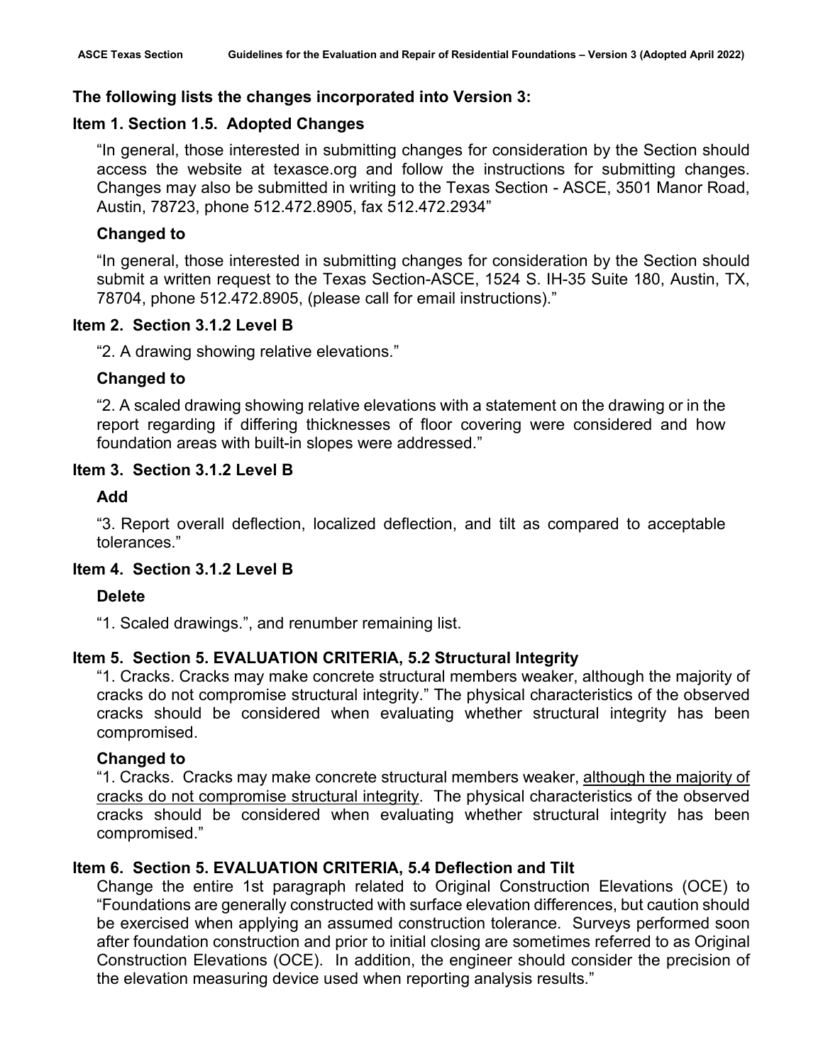### The following lists the changes incorporated into Version 3:

### Item 1. Section 1.5. Adopted Changes

"In general, those interested in submitting changes for consideration by the Section should access the website at texasce.org and follow the instructions for submitting changes. Changes may also be submitted in writing to the Texas Section - ASCE, 3501 Manor Road, Austin, 78723, phone 512.472.8905, fax 512.472.2934"

**Changed to**

"In general, those interested in submitting changes for consideration by the Section should submit a written request to the Texas Section-ASCE, 1524 S. IH-35 Suite 180, Austin, TX, 78704, phone 512.472.8905, (please call for email instructions)."

### Item 2. Section 3.1.2 Level B

"2. A drawing showing relative elevations."

**Changed to**

"2. A scaled drawing showing relative elevations with a statement on the drawing or in the report regarding if differing thicknesses of floor covering were considered and how foundation areas with built-in slopes were addressed."

### Item 3. Section 3.1.2 Level B

**Add**

"3. Report overall deflection, localized deflection, and tilt as compared to acceptable tolerances."

### Item 4. Section 3.1.2 Level B

**Delete**

"1. Scaled drawings.", and renumber remaining list.

### Item 5. Section 5. EVALUATION CRITERIA, 5.2 Structural Integrity

"1. Cracks. Cracks may make concrete structural members weaker, although the majority of cracks do not compromise structural integrity." The physical characteristics of the observed cracks should be considered when evaluating whether structural integrity has been compromised.

**Changed to**

"1. Cracks. Cracks may make concrete structural members weaker, <u>although the majority of cracks do not compromise structural integrity</u>. The physical characteristics of the observed cracks should be considered when evaluating whether structural integrity has been compromised."

### Item 6. Section 5. EVALUATION CRITERIA, 5.4 Deflection and Tilt

Change the entire 1st paragraph related to Original Construction Elevations (OCE) to "Foundations are generally constructed with surface elevation differences, but caution should be exercised when applying an assumed construction tolerance. Surveys performed soon after foundation construction and prior to initial closing are sometimes referred to as Original Construction Elevations (OCE). In addition, the engineer should consider the precision of the elevation measuring device used when reporting analysis results."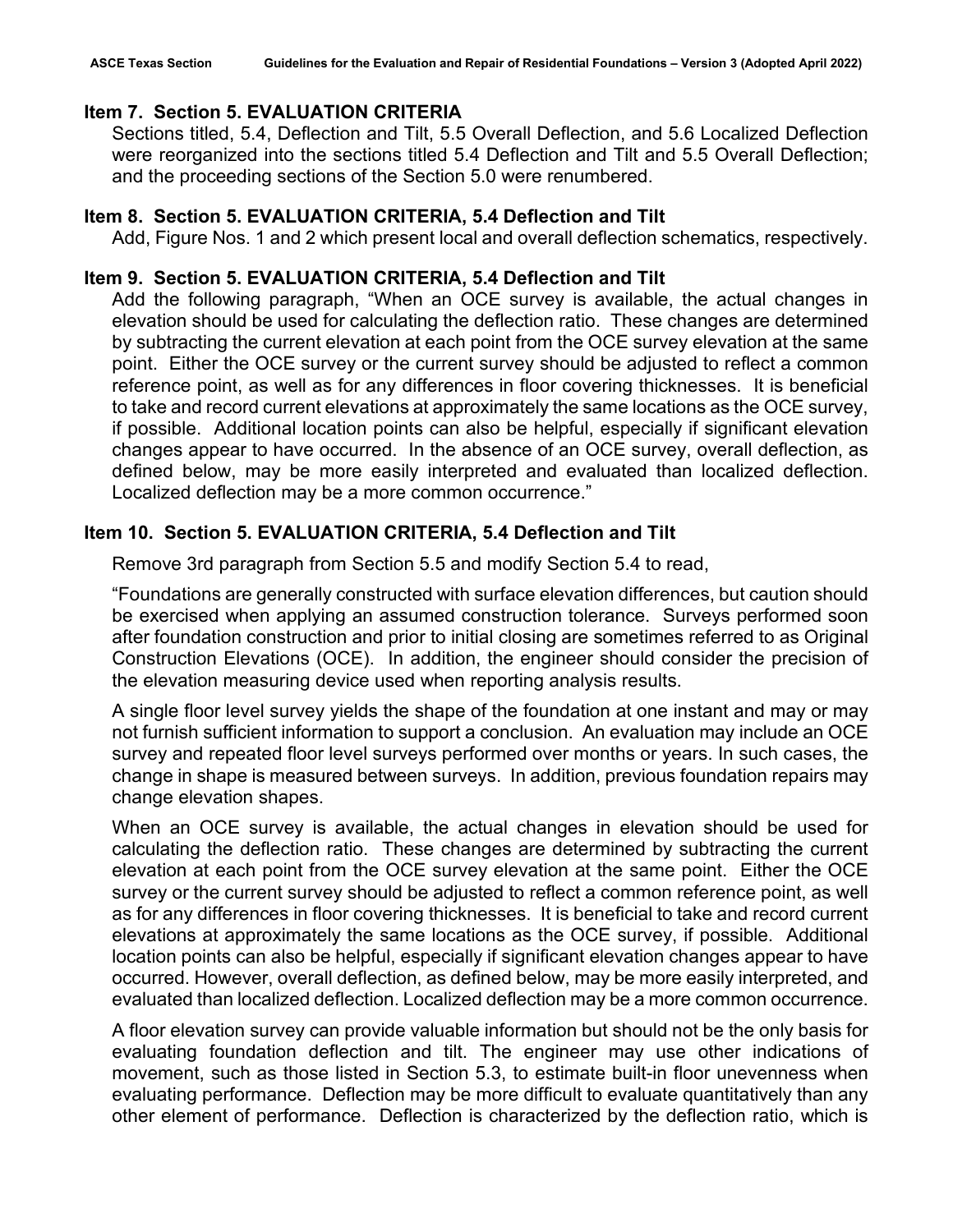### Item 7. Section 5. EVALUATION CRITERIA

Sections titled, 5.4, Deflection and Tilt, 5.5 Overall Deflection, and 5.6 Localized Deflection were reorganized into the sections titled 5.4 Deflection and Tilt and 5.5 Overall Deflection; and the proceeding sections of the Section 5.0 were renumbered.

### Item 8. Section 5. EVALUATION CRITERIA, 5.4 Deflection and Tilt

Add, Figure Nos. 1 and 2 which present local and overall deflection schematics, respectively.

### Item 9. Section 5. EVALUATION CRITERIA, 5.4 Deflection and Tilt

Add the following paragraph, "When an OCE survey is available, the actual changes in elevation should be used for calculating the deflection ratio. These changes are determined by subtracting the current elevation at each point from the OCE survey elevation at the same point. Either the OCE survey or the current survey should be adjusted to reflect a common reference point, as well as for any differences in floor covering thicknesses. It is beneficial to take and record current elevations at approximately the same locations as the OCE survey, if possible. Additional location points can also be helpful, especially if significant elevation changes appear to have occurred. In the absence of an OCE survey, overall deflection, as defined below, may be more easily interpreted and evaluated than localized deflection. Localized deflection may be a more common occurrence."

### Item 10. Section 5. EVALUATION CRITERIA, 5.4 Deflection and Tilt

Remove 3rd paragraph from Section 5.5 and modify Section 5.4 to read,

"Foundations are generally constructed with surface elevation differences, but caution should be exercised when applying an assumed construction tolerance. Surveys performed soon after foundation construction and prior to initial closing are sometimes referred to as Original Construction Elevations (OCE). In addition, the engineer should consider the precision of the elevation measuring device used when reporting analysis results.

A single floor level survey yields the shape of the foundation at one instant and may or may not furnish sufficient information to support a conclusion. An evaluation may include an OCE survey and repeated floor level surveys performed over months or years. In such cases, the change in shape is measured between surveys. In addition, previous foundation repairs may change elevation shapes.

When an OCE survey is available, the actual changes in elevation should be used for calculating the deflection ratio. These changes are determined by subtracting the current elevation at each point from the OCE survey elevation at the same point. Either the OCE survey or the current survey should be adjusted to reflect a common reference point, as well as for any differences in floor covering thicknesses. It is beneficial to take and record current elevations at approximately the same locations as the OCE survey, if possible. Additional location points can also be helpful, especially if significant elevation changes appear to have occurred. However, overall deflection, as defined below, may be more easily interpreted, and evaluated than localized deflection. Localized deflection may be a more common occurrence.

A floor elevation survey can provide valuable information but should not be the only basis for evaluating foundation deflection and tilt. The engineer may use other indications of movement, such as those listed in Section 5.3, to estimate built-in floor unevenness when evaluating performance. Deflection may be more difficult to evaluate quantitatively than any other element of performance. Deflection is characterized by the deflection ratio, which is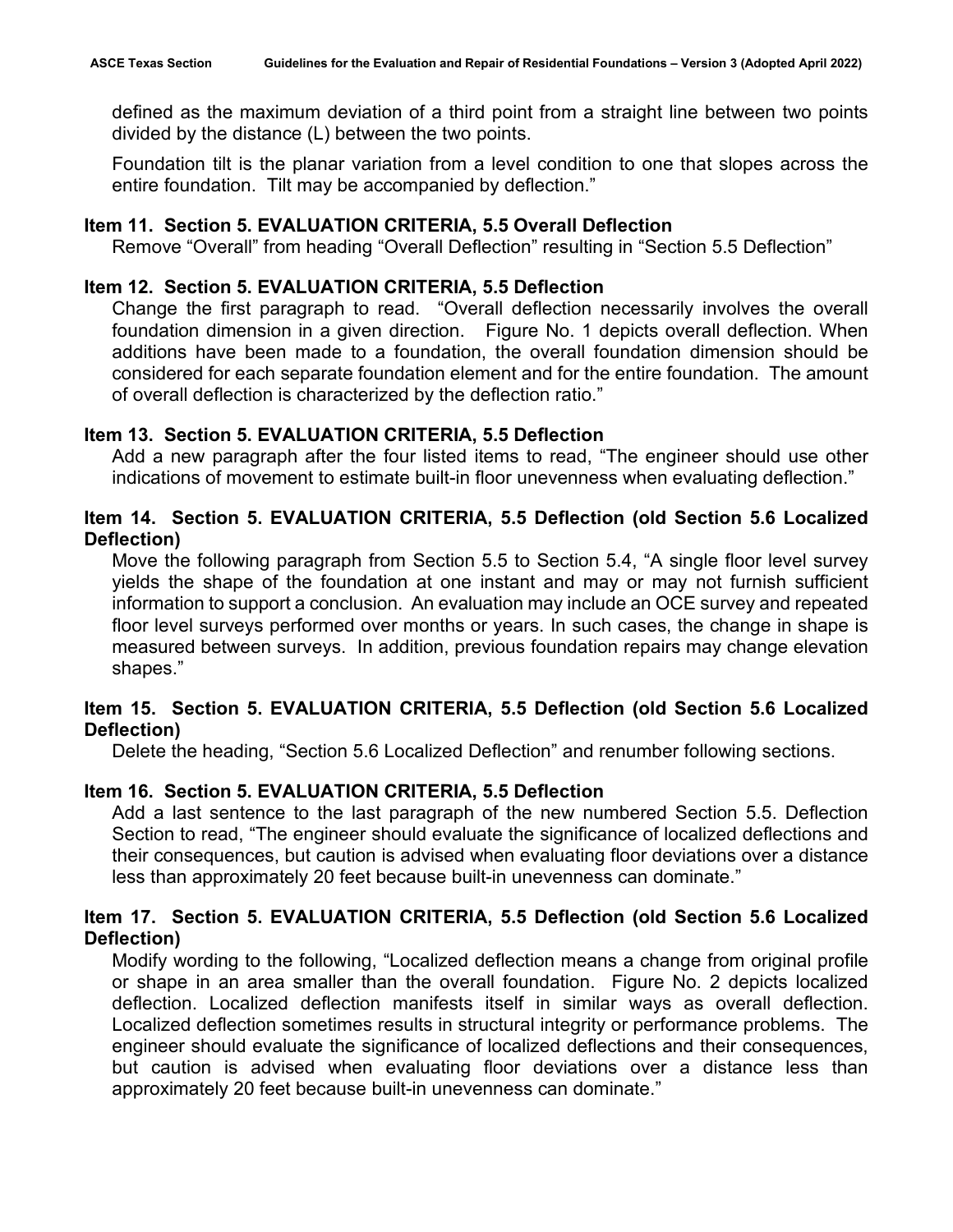defined as the maximum deviation of a third point from a straight line between two points divided by the distance (L) between the two points.

Foundation tilt is the planar variation from a level condition to one that slopes across the entire foundation. Tilt may be accompanied by deflection."

**Item 11. Section 5. EVALUATION CRITERIA, 5.5 Overall Deflection**

Remove "Overall" from heading "Overall Deflection" resulting in "Section 5.5 Deflection"

**Item 12. Section 5. EVALUATION CRITERIA, 5.5 Deflection**

Change the first paragraph to read. "Overall deflection necessarily involves the overall foundation dimension in a given direction. Figure No. 1 depicts overall deflection. When additions have been made to a foundation, the overall foundation dimension should be considered for each separate foundation element and for the entire foundation. The amount of overall deflection is characterized by the deflection ratio."

**Item 13. Section 5. EVALUATION CRITERIA, 5.5 Deflection**

Add a new paragraph after the four listed items to read, "The engineer should use other indications of movement to estimate built-in floor unevenness when evaluating deflection."

**Item 14. Section 5. EVALUATION CRITERIA, 5.5 Deflection (old Section 5.6 Localized Deflection)**

Move the following paragraph from Section 5.5 to Section 5.4, "A single floor level survey yields the shape of the foundation at one instant and may or may not furnish sufficient information to support a conclusion. An evaluation may include an OCE survey and repeated floor level surveys performed over months or years. In such cases, the change in shape is measured between surveys. In addition, previous foundation repairs may change elevation shapes."

**Item 15. Section 5. EVALUATION CRITERIA, 5.5 Deflection (old Section 5.6 Localized Deflection)**

Delete the heading, "Section 5.6 Localized Deflection" and renumber following sections.

**Item 16. Section 5. EVALUATION CRITERIA, 5.5 Deflection**

Add a last sentence to the last paragraph of the new numbered Section 5.5. Deflection Section to read, "The engineer should evaluate the significance of localized deflections and their consequences, but caution is advised when evaluating floor deviations over a distance less than approximately 20 feet because built-in unevenness can dominate."

**Item 17. Section 5. EVALUATION CRITERIA, 5.5 Deflection (old Section 5.6 Localized Deflection)**

Modify wording to the following, "Localized deflection means a change from original profile or shape in an area smaller than the overall foundation. Figure No. 2 depicts localized deflection. Localized deflection manifests itself in similar ways as overall deflection. Localized deflection sometimes results in structural integrity or performance problems. The engineer should evaluate the significance of localized deflections and their consequences, but caution is advised when evaluating floor deviations over a distance less than approximately 20 feet because built-in unevenness can dominate."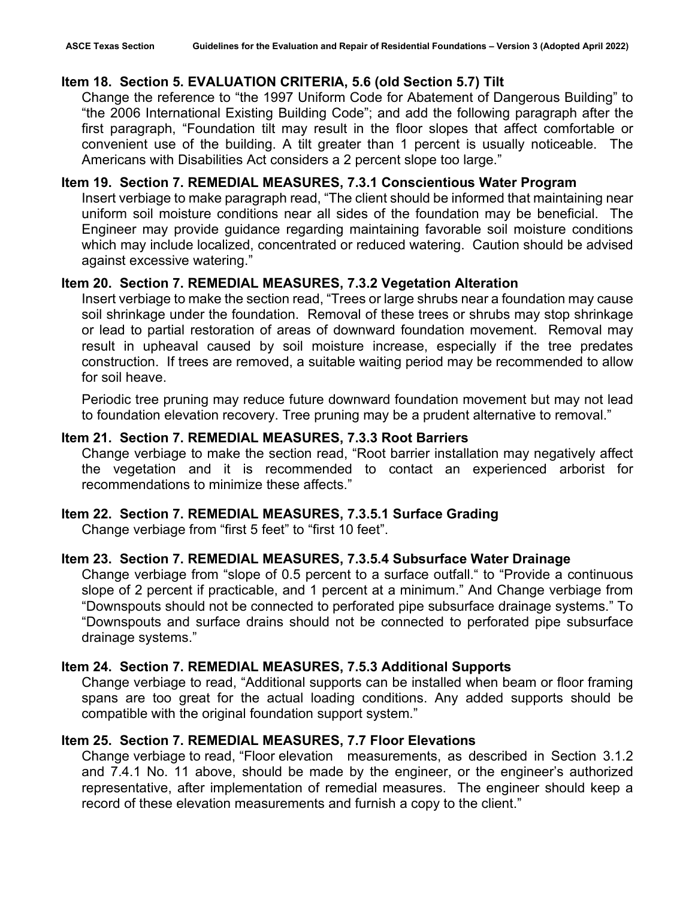**Item 18. Section 5. EVALUATION CRITERIA, 5.6 (old Section 5.7) Tilt**

Change the reference to "the 1997 Uniform Code for Abatement of Dangerous Building" to "the 2006 International Existing Building Code"; and add the following paragraph after the first paragraph, "Foundation tilt may result in the floor slopes that affect comfortable or convenient use of the building. A tilt greater than 1 percent is usually noticeable. The Americans with Disabilities Act considers a 2 percent slope too large."

**Item 19. Section 7. REMEDIAL MEASURES, 7.3.1 Conscientious Water Program**

Insert verbiage to make paragraph read, "The client should be informed that maintaining near uniform soil moisture conditions near all sides of the foundation may be beneficial. The Engineer may provide guidance regarding maintaining favorable soil moisture conditions which may include localized, concentrated or reduced watering. Caution should be advised against excessive watering."

**Item 20. Section 7. REMEDIAL MEASURES, 7.3.2 Vegetation Alteration**

Insert verbiage to make the section read, "Trees or large shrubs near a foundation may cause soil shrinkage under the foundation. Removal of these trees or shrubs may stop shrinkage or lead to partial restoration of areas of downward foundation movement. Removal may result in upheaval caused by soil moisture increase, especially if the tree predates construction. If trees are removed, a suitable waiting period may be recommended to allow for soil heave.

Periodic tree pruning may reduce future downward foundation movement but may not lead to foundation elevation recovery. Tree pruning may be a prudent alternative to removal."

**Item 21. Section 7. REMEDIAL MEASURES, 7.3.3 Root Barriers**

Change verbiage to make the section read, "Root barrier installation may negatively affect the vegetation and it is recommended to contact an experienced arborist for recommendations to minimize these affects."

**Item 22. Section 7. REMEDIAL MEASURES, 7.3.5.1 Surface Grading**

Change verbiage from "first 5 feet" to "first 10 feet".

**Item 23. Section 7. REMEDIAL MEASURES, 7.3.5.4 Subsurface Water Drainage**

Change verbiage from "slope of 0.5 percent to a surface outfall." to "Provide a continuous slope of 2 percent if practicable, and 1 percent at a minimum." And Change verbiage from "Downspouts should not be connected to perforated pipe subsurface drainage systems." To "Downspouts and surface drains should not be connected to perforated pipe subsurface drainage systems."

**Item 24. Section 7. REMEDIAL MEASURES, 7.5.3 Additional Supports**

Change verbiage to read, "Additional supports can be installed when beam or floor framing spans are too great for the actual loading conditions. Any added supports should be compatible with the original foundation support system."

**Item 25. Section 7. REMEDIAL MEASURES, 7.7 Floor Elevations**

Change verbiage to read, "Floor elevation measurements, as described in Section 3.1.2 and 7.4.1 No. 11 above, should be made by the engineer, or the engineer's authorized representative, after implementation of remedial measures. The engineer should keep a record of these elevation measurements and furnish a copy to the client."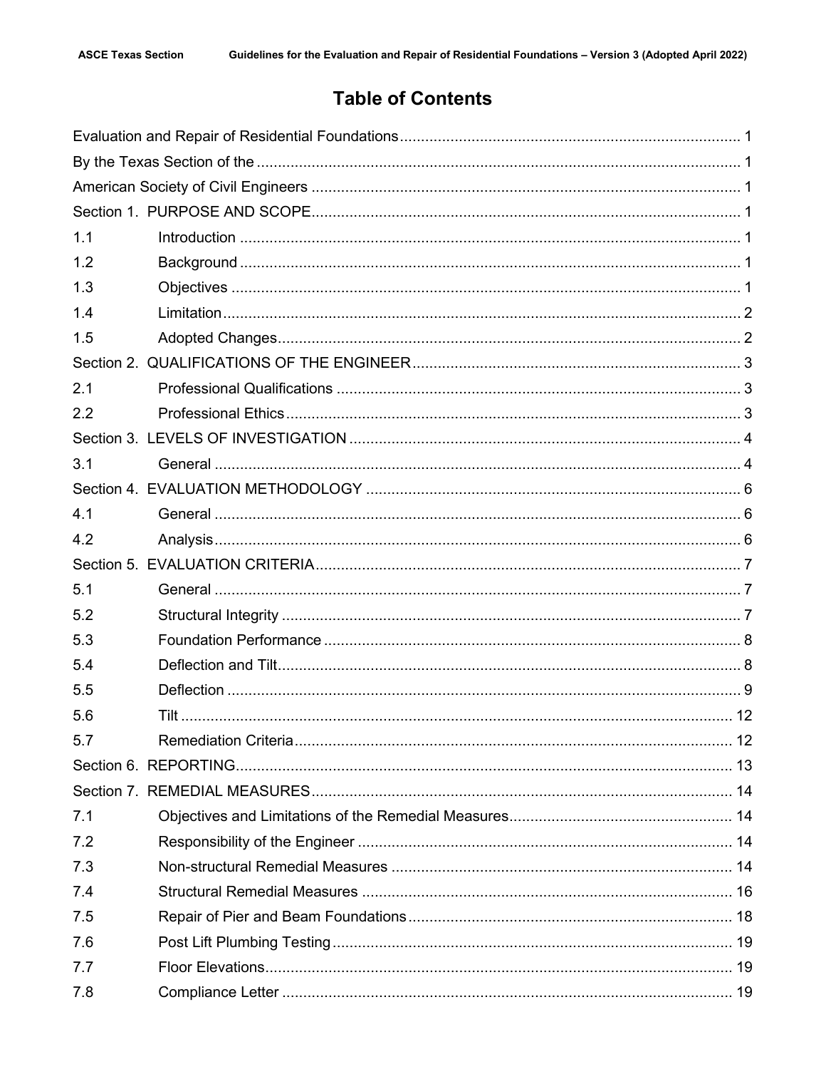# Table of Contents

Evaluation and Repair of Residential Foundations ........ 1

By the Texas Section of the ........ 1

American Society of Civil Engineers ........ 1

Section 1. PURPOSE AND SCOPE ........ 1

| | | |
|---|---|---|
| 1.1 | Introduction | 1 |
| 1.2 | Background | 1 |
| 1.3 | Objectives | 1 |
| 1.4 | Limitation | 2 |
| 1.5 | Adopted Changes | 2 |

Section 2. QUALIFICATIONS OF THE ENGINEER ........ 3

| | | |
|---|---|---|
| 2.1 | Professional Qualifications | 3 |
| 2.2 | Professional Ethics | 3 |

Section 3. LEVELS OF INVESTIGATION ........ 4

| | | |
|---|---|---|
| 3.1 | General | 4 |

Section 4. EVALUATION METHODOLOGY ........ 6

| | | |
|---|---|---|
| 4.1 | General | 6 |
| 4.2 | Analysis | 6 |

Section 5. EVALUATION CRITERIA ........ 7

| | | |
|---|---|---|
| 5.1 | General | 7 |
| 5.2 | Structural Integrity | 7 |
| 5.3 | Foundation Performance | 8 |
| 5.4 | Deflection and Tilt | 8 |
| 5.5 | Deflection | 9 |
| 5.6 | Tilt | 12 |
| 5.7 | Remediation Criteria | 12 |

Section 6. REPORTING ........ 13

Section 7. REMEDIAL MEASURES ........ 14

| | | |
|---|---|---|
| 7.1 | Objectives and Limitations of the Remedial Measures | 14 |
| 7.2 | Responsibility of the Engineer | 14 |
| 7.3 | Non-structural Remedial Measures | 14 |
| 7.4 | Structural Remedial Measures | 16 |
| 7.5 | Repair of Pier and Beam Foundations | 18 |
| 7.6 | Post Lift Plumbing Testing | 19 |
| 7.7 | Floor Elevations | 19 |
| 7.8 | Compliance Letter | 19 |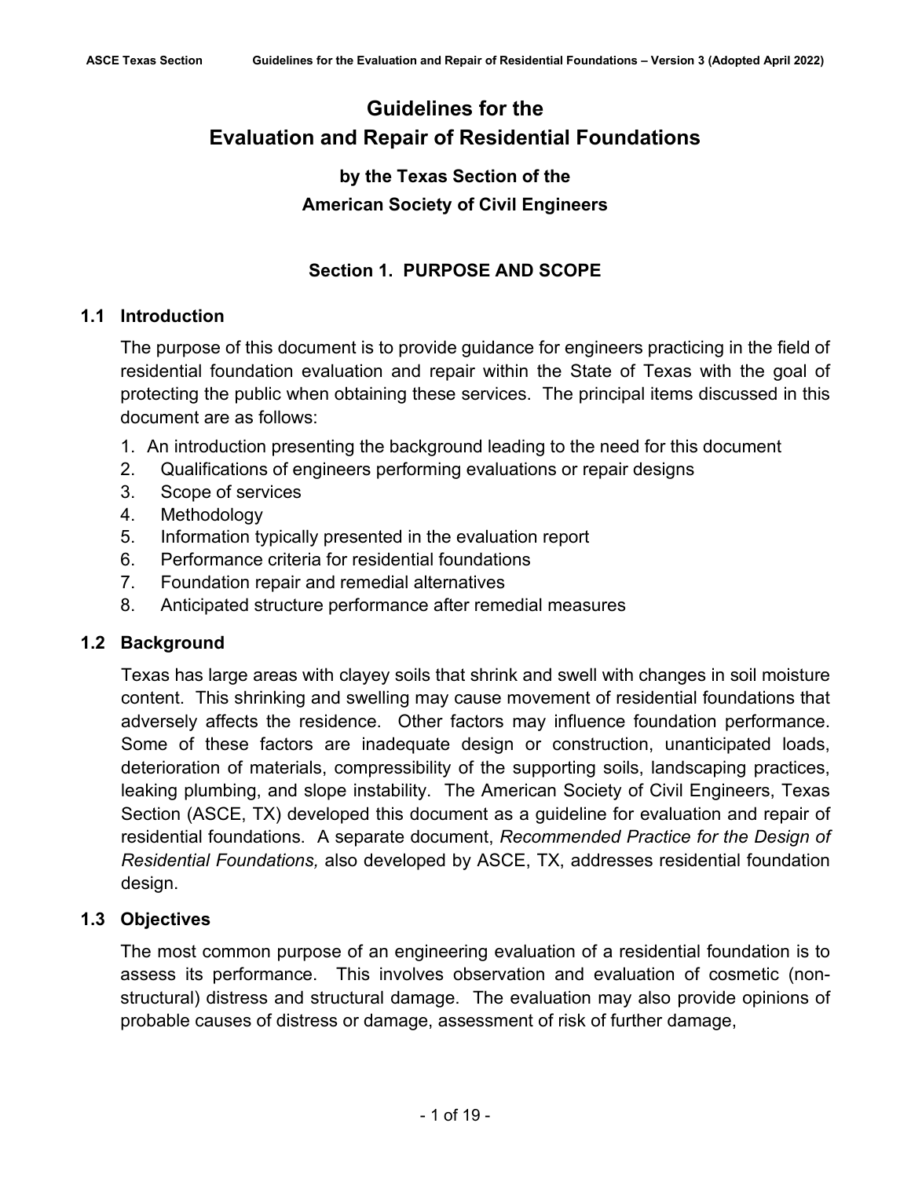# Guidelines for the Evaluation and Repair of Residential Foundations

## by the Texas Section of the American Society of Civil Engineers

## Section 1. PURPOSE AND SCOPE

### 1.1 Introduction

The purpose of this document is to provide guidance for engineers practicing in the field of residential foundation evaluation and repair within the State of Texas with the goal of protecting the public when obtaining these services. The principal items discussed in this document are as follows:

1. An introduction presenting the background leading to the need for this document
2. Qualifications of engineers performing evaluations or repair designs
3. Scope of services
4. Methodology
5. Information typically presented in the evaluation report
6. Performance criteria for residential foundations
7. Foundation repair and remedial alternatives
8. Anticipated structure performance after remedial measures

### 1.2 Background

Texas has large areas with clayey soils that shrink and swell with changes in soil moisture content. This shrinking and swelling may cause movement of residential foundations that adversely affects the residence. Other factors may influence foundation performance. Some of these factors are inadequate design or construction, unanticipated loads, deterioration of materials, compressibility of the supporting soils, landscaping practices, leaking plumbing, and slope instability. The American Society of Civil Engineers, Texas Section (ASCE, TX) developed this document as a guideline for evaluation and repair of residential foundations. A separate document, *Recommended Practice for the Design of Residential Foundations,* also developed by ASCE, TX, addresses residential foundation design.

### 1.3 Objectives

The most common purpose of an engineering evaluation of a residential foundation is to assess its performance. This involves observation and evaluation of cosmetic (non-structural) distress and structural damage. The evaluation may also provide opinions of probable causes of distress or damage, assessment of risk of further damage,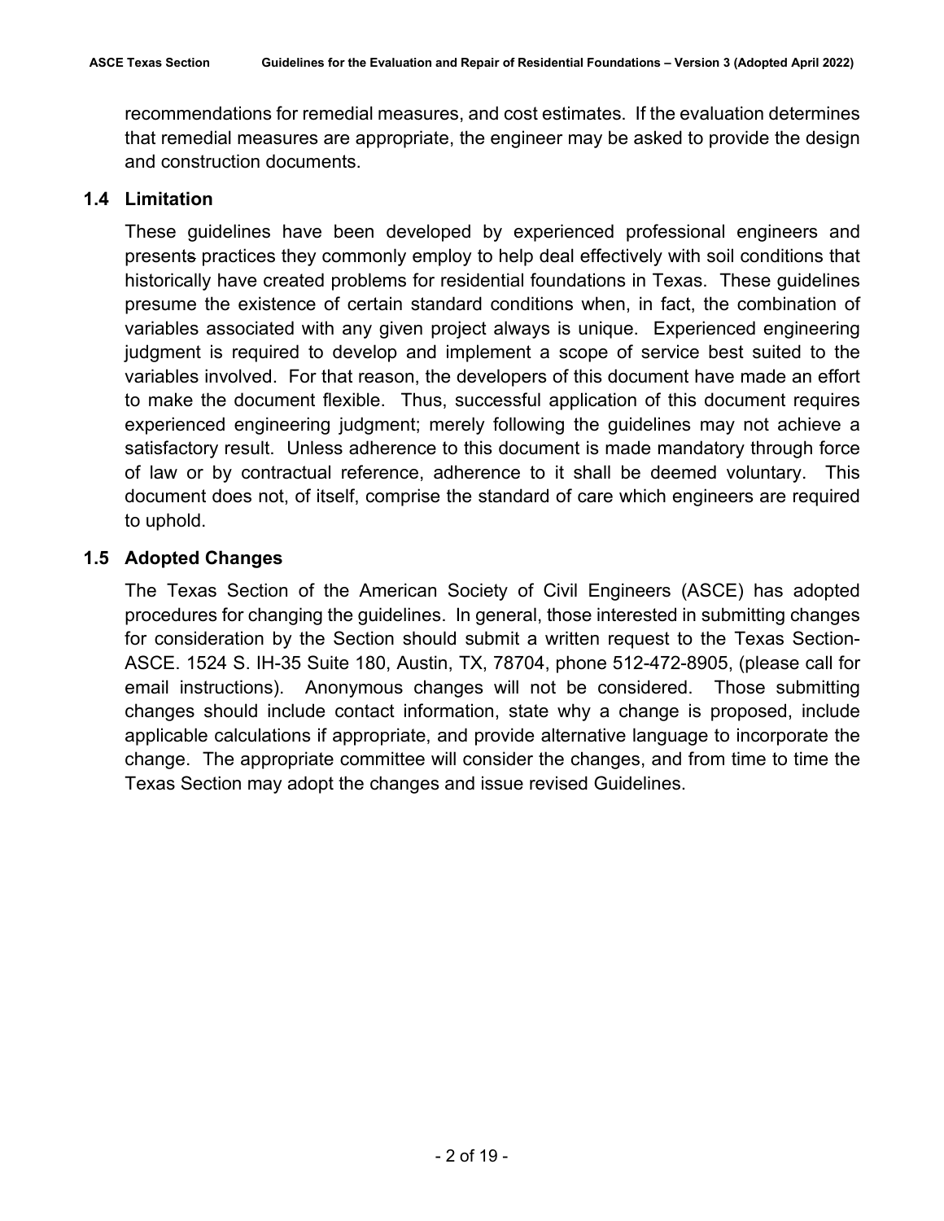recommendations for remedial measures, and cost estimates. If the evaluation determines that remedial measures are appropriate, the engineer may be asked to provide the design and construction documents.

## 1.4 Limitation

These guidelines have been developed by experienced professional engineers and presents practices they commonly employ to help deal effectively with soil conditions that historically have created problems for residential foundations in Texas. These guidelines presume the existence of certain standard conditions when, in fact, the combination of variables associated with any given project always is unique. Experienced engineering judgment is required to develop and implement a scope of service best suited to the variables involved. For that reason, the developers of this document have made an effort to make the document flexible. Thus, successful application of this document requires experienced engineering judgment; merely following the guidelines may not achieve a satisfactory result. Unless adherence to this document is made mandatory through force of law or by contractual reference, adherence to it shall be deemed voluntary. This document does not, of itself, comprise the standard of care which engineers are required to uphold.

## 1.5 Adopted Changes

The Texas Section of the American Society of Civil Engineers (ASCE) has adopted procedures for changing the guidelines. In general, those interested in submitting changes for consideration by the Section should submit a written request to the Texas Section-ASCE. 1524 S. IH-35 Suite 180, Austin, TX, 78704, phone 512-472-8905, (please call for email instructions). Anonymous changes will not be considered. Those submitting changes should include contact information, state why a change is proposed, include applicable calculations if appropriate, and provide alternative language to incorporate the change. The appropriate committee will consider the changes, and from time to time the Texas Section may adopt the changes and issue revised Guidelines.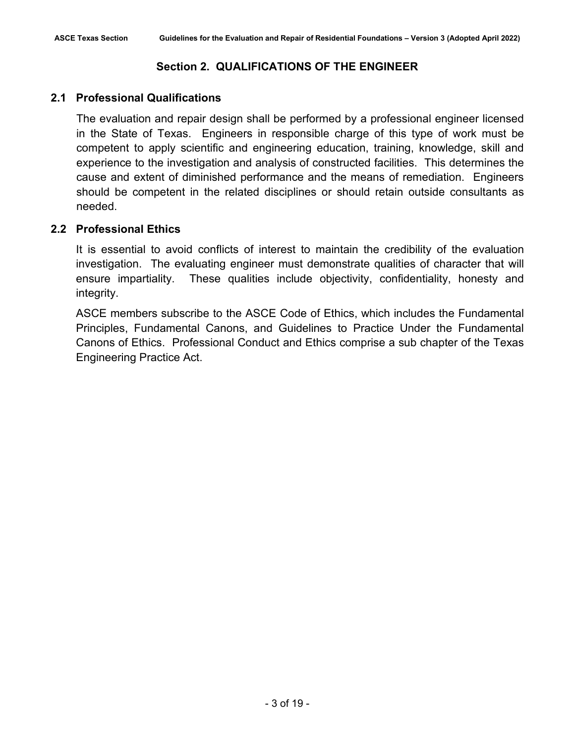## Section 2. QUALIFICATIONS OF THE ENGINEER

### 2.1 Professional Qualifications

The evaluation and repair design shall be performed by a professional engineer licensed in the State of Texas. Engineers in responsible charge of this type of work must be competent to apply scientific and engineering education, training, knowledge, skill and experience to the investigation and analysis of constructed facilities. This determines the cause and extent of diminished performance and the means of remediation. Engineers should be competent in the related disciplines or should retain outside consultants as needed.

### 2.2 Professional Ethics

It is essential to avoid conflicts of interest to maintain the credibility of the evaluation investigation. The evaluating engineer must demonstrate qualities of character that will ensure impartiality. These qualities include objectivity, confidentiality, honesty and integrity.

ASCE members subscribe to the ASCE Code of Ethics, which includes the Fundamental Principles, Fundamental Canons, and Guidelines to Practice Under the Fundamental Canons of Ethics. Professional Conduct and Ethics comprise a sub chapter of the Texas Engineering Practice Act.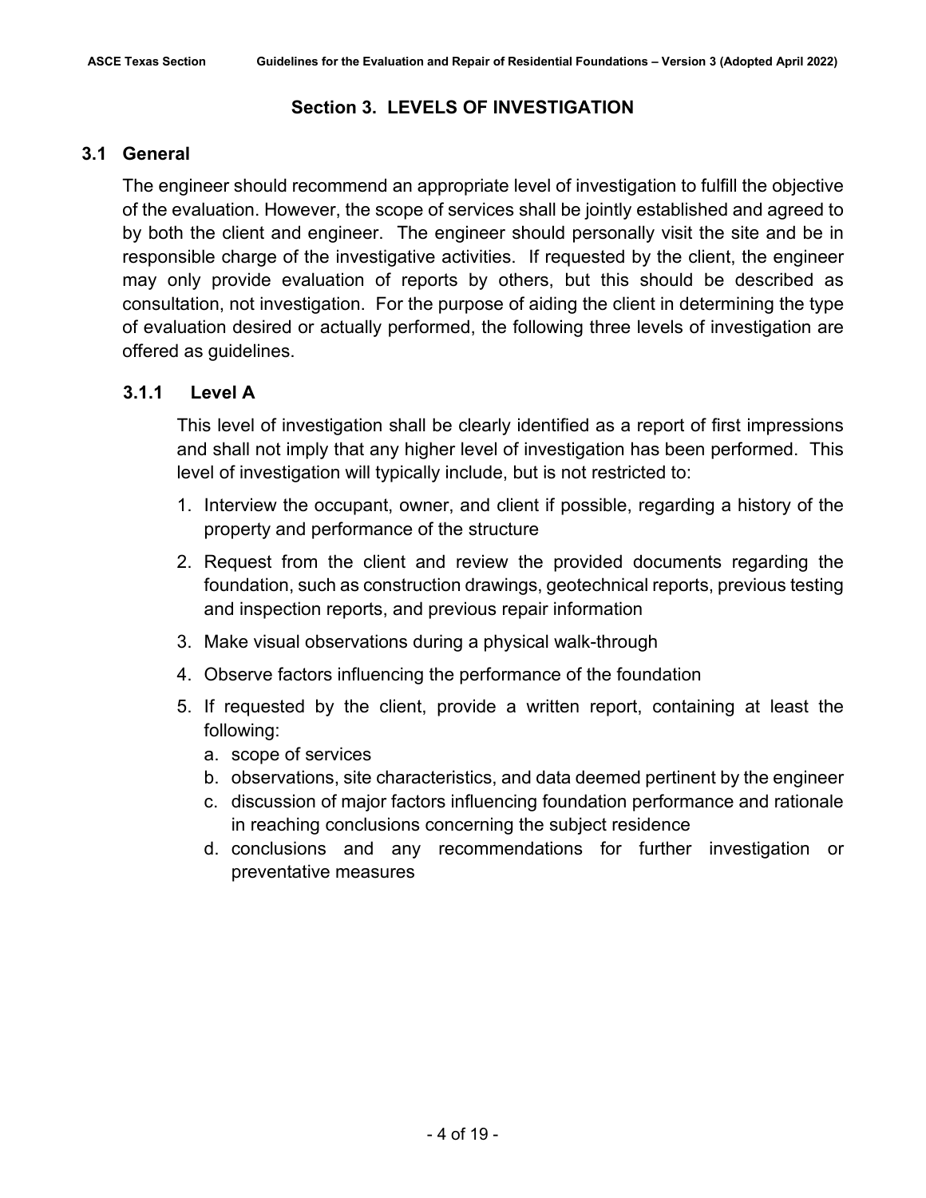# Section 3. LEVELS OF INVESTIGATION

## 3.1 General

The engineer should recommend an appropriate level of investigation to fulfill the objective of the evaluation. However, the scope of services shall be jointly established and agreed to by both the client and engineer. The engineer should personally visit the site and be in responsible charge of the investigative activities. If requested by the client, the engineer may only provide evaluation of reports by others, but this should be described as consultation, not investigation. For the purpose of aiding the client in determining the type of evaluation desired or actually performed, the following three levels of investigation are offered as guidelines.

### 3.1.1 Level A

This level of investigation shall be clearly identified as a report of first impressions and shall not imply that any higher level of investigation has been performed. This level of investigation will typically include, but is not restricted to:

1. Interview the occupant, owner, and client if possible, regarding a history of the property and performance of the structure
2. Request from the client and review the provided documents regarding the foundation, such as construction drawings, geotechnical reports, previous testing and inspection reports, and previous repair information
3. Make visual observations during a physical walk-through
4. Observe factors influencing the performance of the foundation
5. If requested by the client, provide a written report, containing at least the following:
   a. scope of services
   b. observations, site characteristics, and data deemed pertinent by the engineer
   c. discussion of major factors influencing foundation performance and rationale in reaching conclusions concerning the subject residence
   d. conclusions and any recommendations for further investigation or preventative measures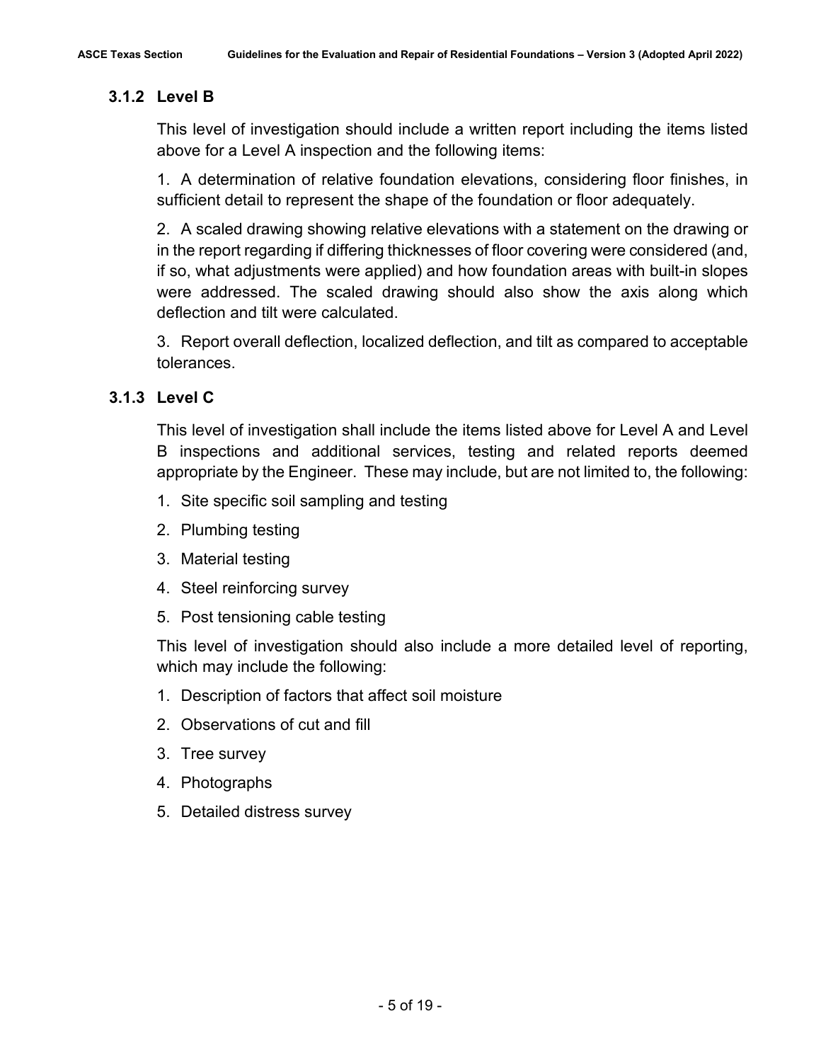### 3.1.2 Level B

This level of investigation should include a written report including the items listed above for a Level A inspection and the following items:

1. A determination of relative foundation elevations, considering floor finishes, in sufficient detail to represent the shape of the foundation or floor adequately.

2. A scaled drawing showing relative elevations with a statement on the drawing or in the report regarding if differing thicknesses of floor covering were considered (and, if so, what adjustments were applied) and how foundation areas with built-in slopes were addressed. The scaled drawing should also show the axis along which deflection and tilt were calculated.

3. Report overall deflection, localized deflection, and tilt as compared to acceptable tolerances.

### 3.1.3 Level C

This level of investigation shall include the items listed above for Level A and Level B inspections and additional services, testing and related reports deemed appropriate by the Engineer. These may include, but are not limited to, the following:

1. Site specific soil sampling and testing
2. Plumbing testing
3. Material testing
4. Steel reinforcing survey
5. Post tensioning cable testing

This level of investigation should also include a more detailed level of reporting, which may include the following:

1. Description of factors that affect soil moisture
2. Observations of cut and fill
3. Tree survey
4. Photographs
5. Detailed distress survey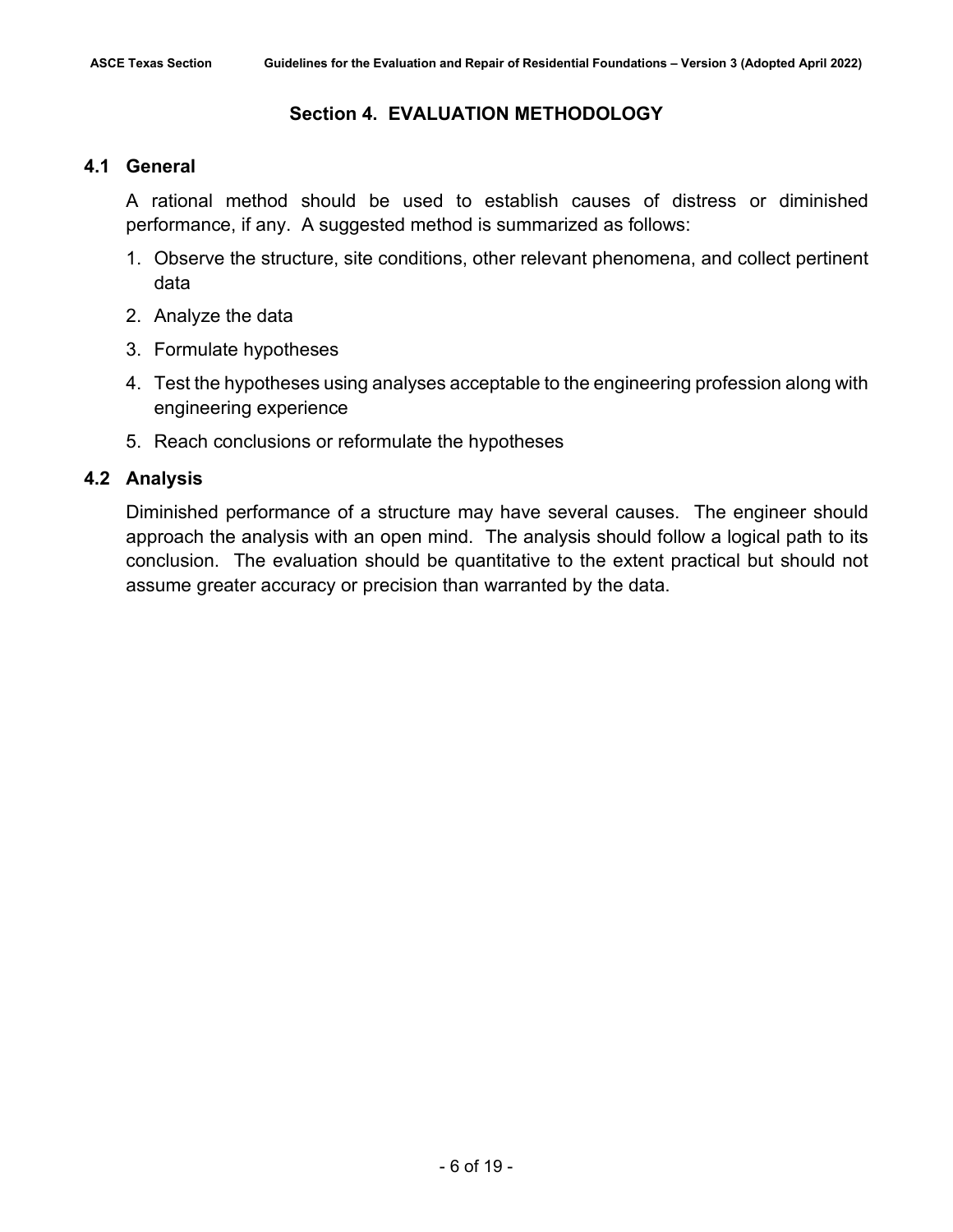# Section 4. EVALUATION METHODOLOGY

## 4.1 General

A rational method should be used to establish causes of distress or diminished performance, if any. A suggested method is summarized as follows:

1. Observe the structure, site conditions, other relevant phenomena, and collect pertinent data
2. Analyze the data
3. Formulate hypotheses
4. Test the hypotheses using analyses acceptable to the engineering profession along with engineering experience
5. Reach conclusions or reformulate the hypotheses

## 4.2 Analysis

Diminished performance of a structure may have several causes. The engineer should approach the analysis with an open mind. The analysis should follow a logical path to its conclusion. The evaluation should be quantitative to the extent practical but should not assume greater accuracy or precision than warranted by the data.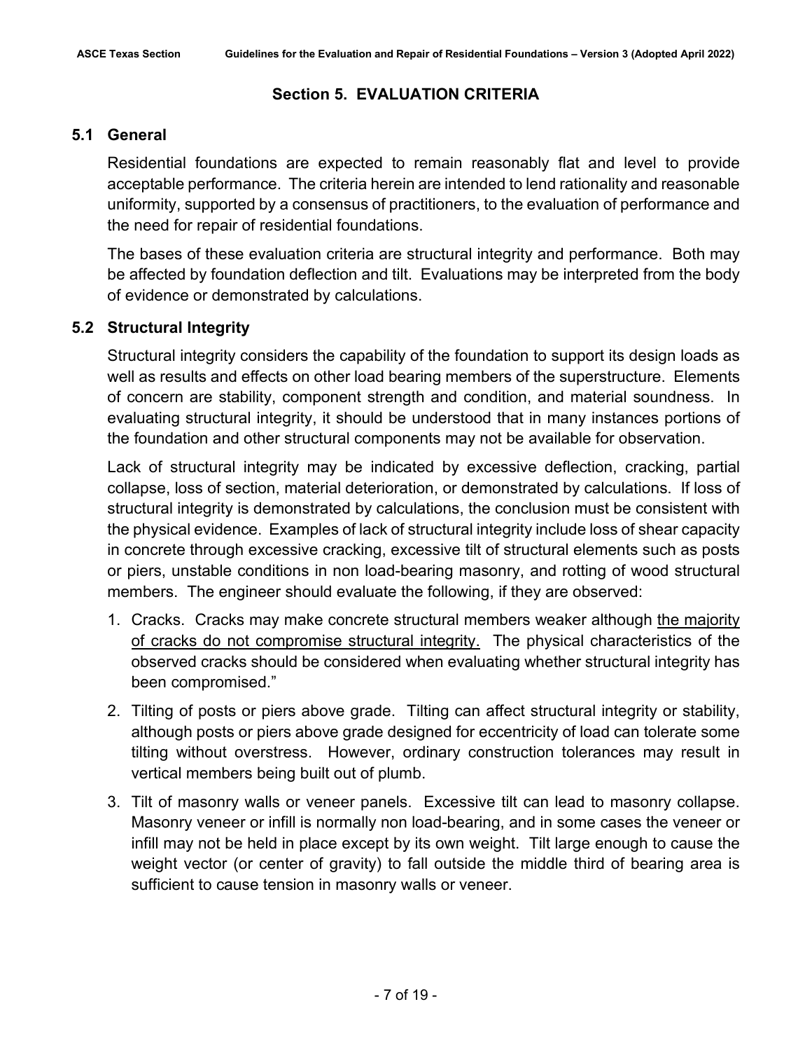## Section 5. EVALUATION CRITERIA

### 5.1 General

Residential foundations are expected to remain reasonably flat and level to provide acceptable performance. The criteria herein are intended to lend rationality and reasonable uniformity, supported by a consensus of practitioners, to the evaluation of performance and the need for repair of residential foundations.

The bases of these evaluation criteria are structural integrity and performance. Both may be affected by foundation deflection and tilt. Evaluations may be interpreted from the body of evidence or demonstrated by calculations.

### 5.2 Structural Integrity

Structural integrity considers the capability of the foundation to support its design loads as well as results and effects on other load bearing members of the superstructure. Elements of concern are stability, component strength and condition, and material soundness. In evaluating structural integrity, it should be understood that in many instances portions of the foundation and other structural components may not be available for observation.

Lack of structural integrity may be indicated by excessive deflection, cracking, partial collapse, loss of section, material deterioration, or demonstrated by calculations. If loss of structural integrity is demonstrated by calculations, the conclusion must be consistent with the physical evidence. Examples of lack of structural integrity include loss of shear capacity in concrete through excessive cracking, excessive tilt of structural elements such as posts or piers, unstable conditions in non load-bearing masonry, and rotting of wood structural members. The engineer should evaluate the following, if they are observed:

1. Cracks. Cracks may make concrete structural members weaker although <u>the majority of cracks do not compromise structural integrity.</u> The physical characteristics of the observed cracks should be considered when evaluating whether structural integrity has been compromised."
2. Tilting of posts or piers above grade. Tilting can affect structural integrity or stability, although posts or piers above grade designed for eccentricity of load can tolerate some tilting without overstress. However, ordinary construction tolerances may result in vertical members being built out of plumb.
3. Tilt of masonry walls or veneer panels. Excessive tilt can lead to masonry collapse. Masonry veneer or infill is normally non load-bearing, and in some cases the veneer or infill may not be held in place except by its own weight. Tilt large enough to cause the weight vector (or center of gravity) to fall outside the middle third of bearing area is sufficient to cause tension in masonry walls or veneer.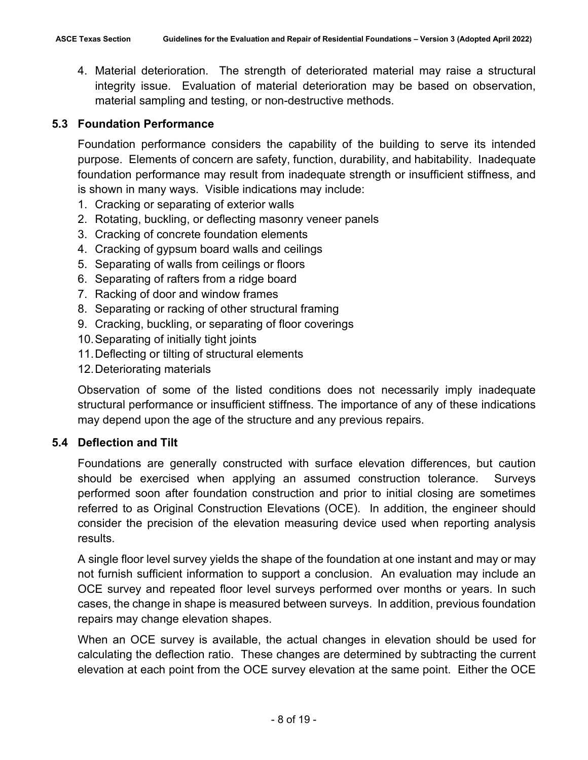4. Material deterioration. The strength of deteriorated material may raise a structural integrity issue. Evaluation of material deterioration may be based on observation, material sampling and testing, or non-destructive methods.

## 5.3 Foundation Performance

Foundation performance considers the capability of the building to serve its intended purpose. Elements of concern are safety, function, durability, and habitability. Inadequate foundation performance may result from inadequate strength or insufficient stiffness, and is shown in many ways. Visible indications may include:

1. Cracking or separating of exterior walls
2. Rotating, buckling, or deflecting masonry veneer panels
3. Cracking of concrete foundation elements
4. Cracking of gypsum board walls and ceilings
5. Separating of walls from ceilings or floors
6. Separating of rafters from a ridge board
7. Racking of door and window frames
8. Separating or racking of other structural framing
9. Cracking, buckling, or separating of floor coverings
10. Separating of initially tight joints
11. Deflecting or tilting of structural elements
12. Deteriorating materials

Observation of some of the listed conditions does not necessarily imply inadequate structural performance or insufficient stiffness. The importance of any of these indications may depend upon the age of the structure and any previous repairs.

## 5.4 Deflection and Tilt

Foundations are generally constructed with surface elevation differences, but caution should be exercised when applying an assumed construction tolerance. Surveys performed soon after foundation construction and prior to initial closing are sometimes referred to as Original Construction Elevations (OCE). In addition, the engineer should consider the precision of the elevation measuring device used when reporting analysis results.

A single floor level survey yields the shape of the foundation at one instant and may or may not furnish sufficient information to support a conclusion. An evaluation may include an OCE survey and repeated floor level surveys performed over months or years. In such cases, the change in shape is measured between surveys. In addition, previous foundation repairs may change elevation shapes.

When an OCE survey is available, the actual changes in elevation should be used for calculating the deflection ratio. These changes are determined by subtracting the current elevation at each point from the OCE survey elevation at the same point. Either the OCE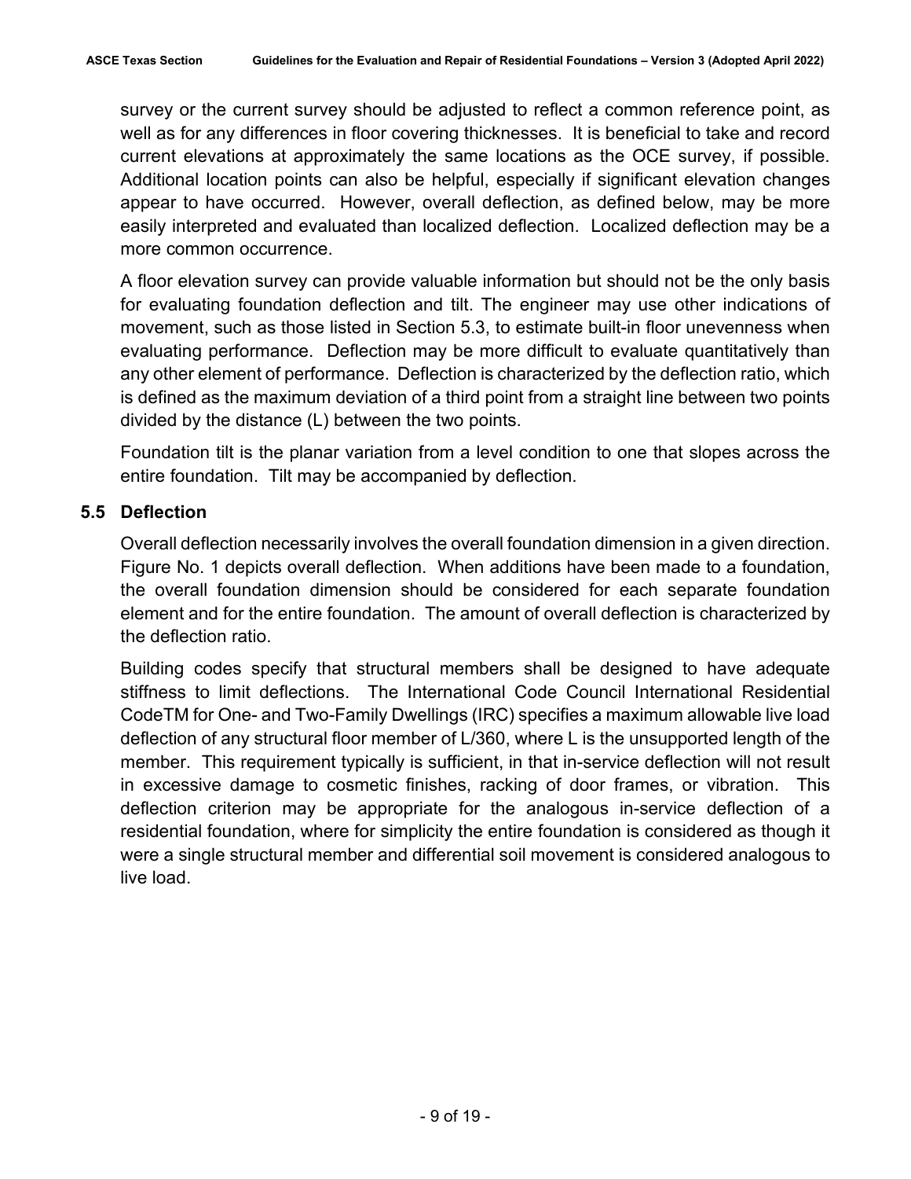survey or the current survey should be adjusted to reflect a common reference point, as well as for any differences in floor covering thicknesses. It is beneficial to take and record current elevations at approximately the same locations as the OCE survey, if possible. Additional location points can also be helpful, especially if significant elevation changes appear to have occurred. However, overall deflection, as defined below, may be more easily interpreted and evaluated than localized deflection. Localized deflection may be a more common occurrence.

A floor elevation survey can provide valuable information but should not be the only basis for evaluating foundation deflection and tilt. The engineer may use other indications of movement, such as those listed in Section 5.3, to estimate built-in floor unevenness when evaluating performance. Deflection may be more difficult to evaluate quantitatively than any other element of performance. Deflection is characterized by the deflection ratio, which is defined as the maximum deviation of a third point from a straight line between two points divided by the distance (L) between the two points.

Foundation tilt is the planar variation from a level condition to one that slopes across the entire foundation. Tilt may be accompanied by deflection.

## 5.5 Deflection

Overall deflection necessarily involves the overall foundation dimension in a given direction. Figure No. 1 depicts overall deflection. When additions have been made to a foundation, the overall foundation dimension should be considered for each separate foundation element and for the entire foundation. The amount of overall deflection is characterized by the deflection ratio.

Building codes specify that structural members shall be designed to have adequate stiffness to limit deflections. The International Code Council International Residential CodeTM for One- and Two-Family Dwellings (IRC) specifies a maximum allowable live load deflection of any structural floor member of L/360, where L is the unsupported length of the member. This requirement typically is sufficient, in that in-service deflection will not result in excessive damage to cosmetic finishes, racking of door frames, or vibration. This deflection criterion may be appropriate for the analogous in-service deflection of a residential foundation, where for simplicity the entire foundation is considered as though it were a single structural member and differential soil movement is considered analogous to live load.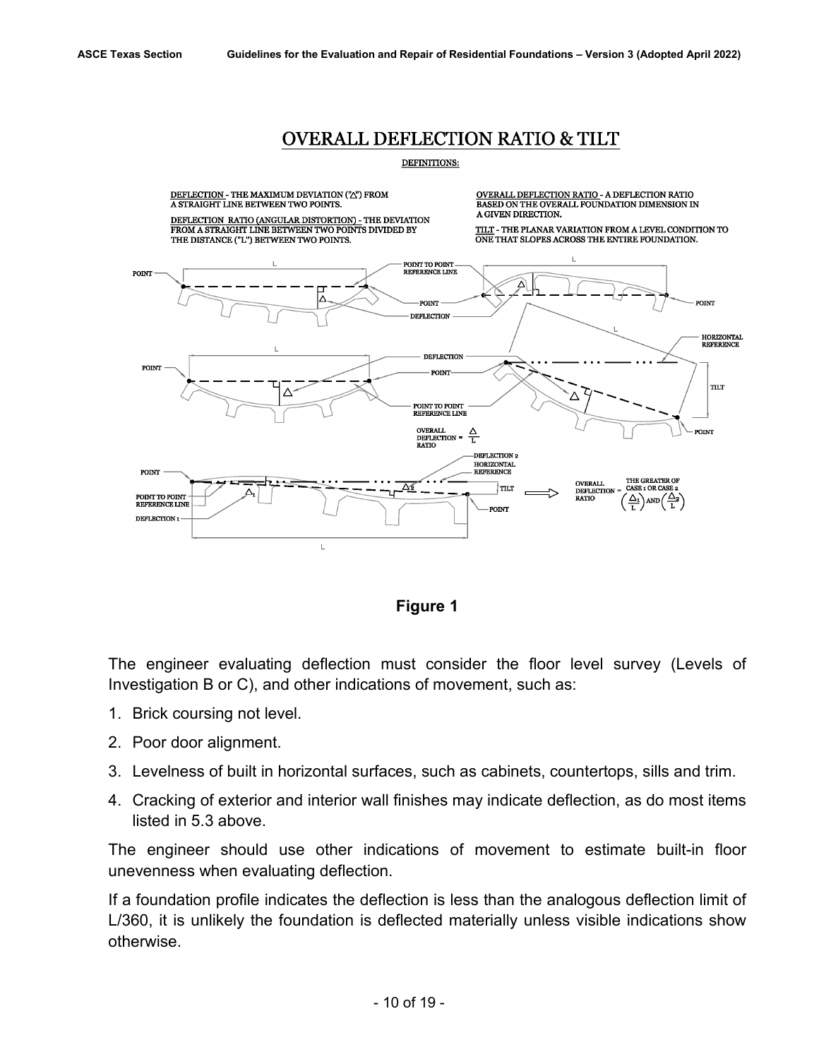# OVERALL DEFLECTION RATIO & TILT

DEFINITIONS:

DEFLECTION - THE MAXIMUM DEVIATION ("Δ") FROM A STRAIGHT LINE BETWEEN TWO POINTS.

DEFLECTION RATIO (ANGULAR DISTORTION) - THE DEVIATION FROM A STRAIGHT LINE BETWEEN TWO POINTS DIVIDED BY THE DISTANCE ("L") BETWEEN TWO POINTS.

OVERALL DEFLECTION RATIO - A DEFLECTION RATIO BASED ON THE OVERALL FOUNDATION DIMENSION IN A GIVEN DIRECTION.

TILT - THE PLANAR VARIATION FROM A LEVEL CONDITION TO ONE THAT SLOPES ACROSS THE ENTIRE FOUNDATION.

OVERALL DEFLECTION RATIO = $\frac{\Delta}{L}$

OVERALL DEFLECTION RATIO = THE GREATER OF CASE 1 OR CASE 2 $\left(\frac{\Delta_1}{L}\right)$ AND $\left(\frac{\Delta_2}{L}\right)$

**Figure 1**

The engineer evaluating deflection must consider the floor level survey (Levels of Investigation B or C), and other indications of movement, such as:

1. Brick coursing not level.
2. Poor door alignment.
3. Levelness of built in horizontal surfaces, such as cabinets, countertops, sills and trim.
4. Cracking of exterior and interior wall finishes may indicate deflection, as do most items listed in 5.3 above.

The engineer should use other indications of movement to estimate built-in floor unevenness when evaluating deflection.

If a foundation profile indicates the deflection is less than the analogous deflection limit of L/360, it is unlikely the foundation is deflected materially unless visible indications show otherwise.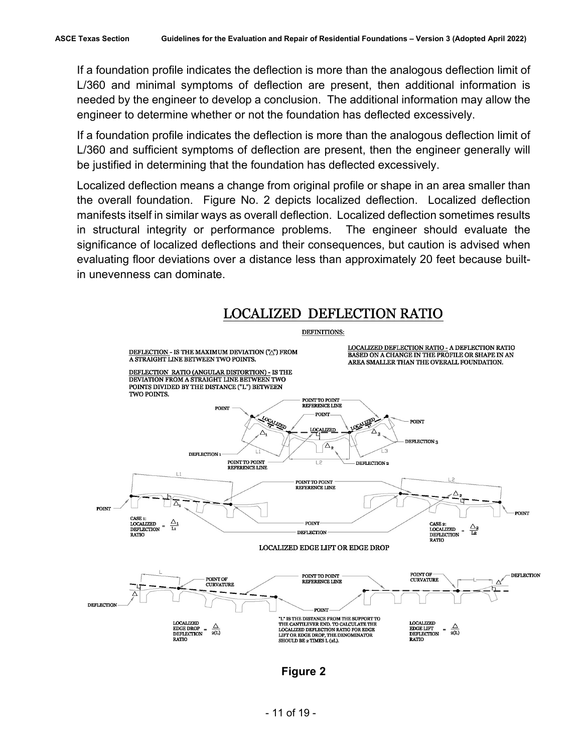If a foundation profile indicates the deflection is more than the analogous deflection limit of L/360 and minimal symptoms of deflection are present, then additional information is needed by the engineer to develop a conclusion. The additional information may allow the engineer to determine whether or not the foundation has deflected excessively.

If a foundation profile indicates the deflection is more than the analogous deflection limit of L/360 and sufficient symptoms of deflection are present, then the engineer generally will be justified in determining that the foundation has deflected excessively.

Localized deflection means a change from original profile or shape in an area smaller than the overall foundation. Figure No. 2 depicts localized deflection. Localized deflection manifests itself in similar ways as overall deflection. Localized deflection sometimes results in structural integrity or performance problems. The engineer should evaluate the significance of localized deflections and their consequences, but caution is advised when evaluating floor deviations over a distance less than approximately 20 feet because built-in unevenness can dominate.

**LOCALIZED DEFLECTION RATIO**

DEFINITIONS:

DEFLECTION - IS THE MAXIMUM DEVIATION ("$\Delta$") FROM A STRAIGHT LINE BETWEEN TWO POINTS.

DEFLECTION RATIO (ANGULAR DISTORTION) - IS THE DEVIATION FROM A STRAIGHT LINE BETWEEN TWO POINTS DIVIDED BY THE DISTANCE ("L") BETWEEN TWO POINTS.

LOCALIZED DEFLECTION RATIO - A DEFLECTION RATIO BASED ON A CHANGE IN THE PROFILE OR SHAPE IN AN AREA SMALLER THAN THE OVERALL FOUNDATION.

CASE 1: LOCALIZED DEFLECTION RATIO $= \frac{\Delta_1}{L_1}$

CASE 2: LOCALIZED DEFLECTION RATIO $= \frac{\Delta_2}{L_2}$

LOCALIZED EDGE LIFT OR EDGE DROP

LOCALIZED EDGE DROP DEFLECTION RATIO $= \frac{\Delta}{2(L)}$

"L" IS THE DISTANCE FROM THE SUPPORT TO THE CANTILEVER END. TO CALCULATE THE LOCALIZED DEFLECTION RATIO FOR EDGE LIFT OR EDGE DROP, THE DENOMINATOR SHOULD BE 2 TIMES L (2L).

LOCALIZED EDGE LIFT DEFLECTION RATIO $= \frac{\Delta}{2(L)}$

**Figure 2**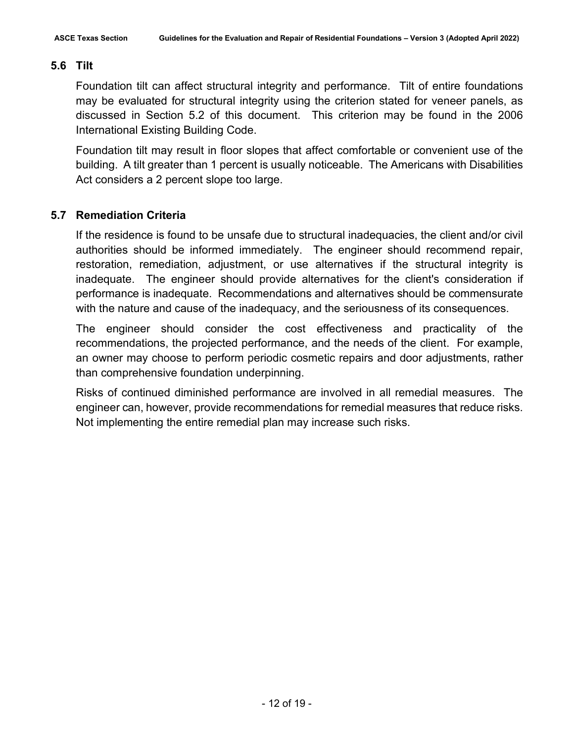## 5.6 Tilt

Foundation tilt can affect structural integrity and performance. Tilt of entire foundations may be evaluated for structural integrity using the criterion stated for veneer panels, as discussed in Section 5.2 of this document. This criterion may be found in the 2006 International Existing Building Code.

Foundation tilt may result in floor slopes that affect comfortable or convenient use of the building. A tilt greater than 1 percent is usually noticeable. The Americans with Disabilities Act considers a 2 percent slope too large.

## 5.7 Remediation Criteria

If the residence is found to be unsafe due to structural inadequacies, the client and/or civil authorities should be informed immediately. The engineer should recommend repair, restoration, remediation, adjustment, or use alternatives if the structural integrity is inadequate. The engineer should provide alternatives for the client's consideration if performance is inadequate. Recommendations and alternatives should be commensurate with the nature and cause of the inadequacy, and the seriousness of its consequences.

The engineer should consider the cost effectiveness and practicality of the recommendations, the projected performance, and the needs of the client. For example, an owner may choose to perform periodic cosmetic repairs and door adjustments, rather than comprehensive foundation underpinning.

Risks of continued diminished performance are involved in all remedial measures. The engineer can, however, provide recommendations for remedial measures that reduce risks. Not implementing the entire remedial plan may increase such risks.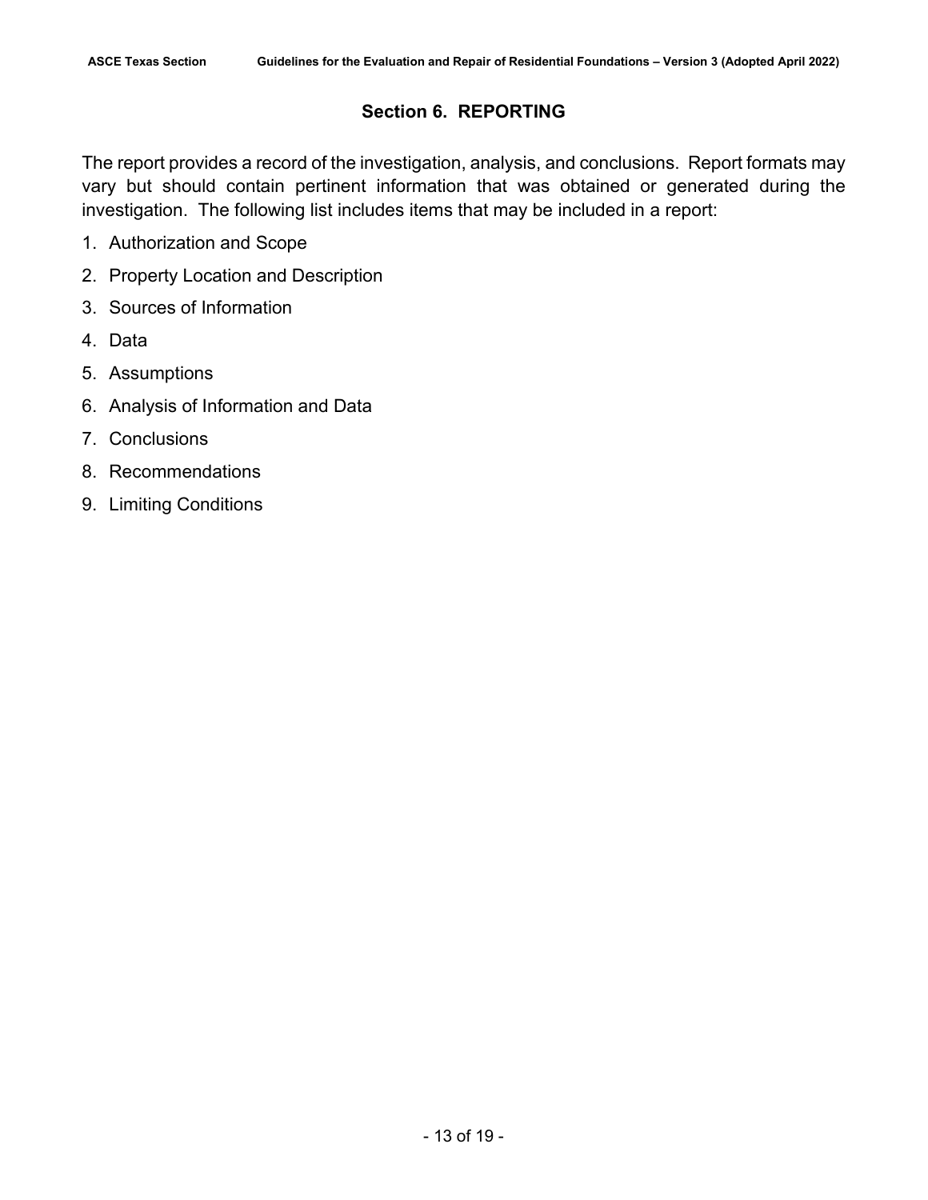## Section 6. REPORTING

The report provides a record of the investigation, analysis, and conclusions. Report formats may vary but should contain pertinent information that was obtained or generated during the investigation. The following list includes items that may be included in a report:

1. Authorization and Scope
2. Property Location and Description
3. Sources of Information
4. Data
5. Assumptions
6. Analysis of Information and Data
7. Conclusions
8. Recommendations
9. Limiting Conditions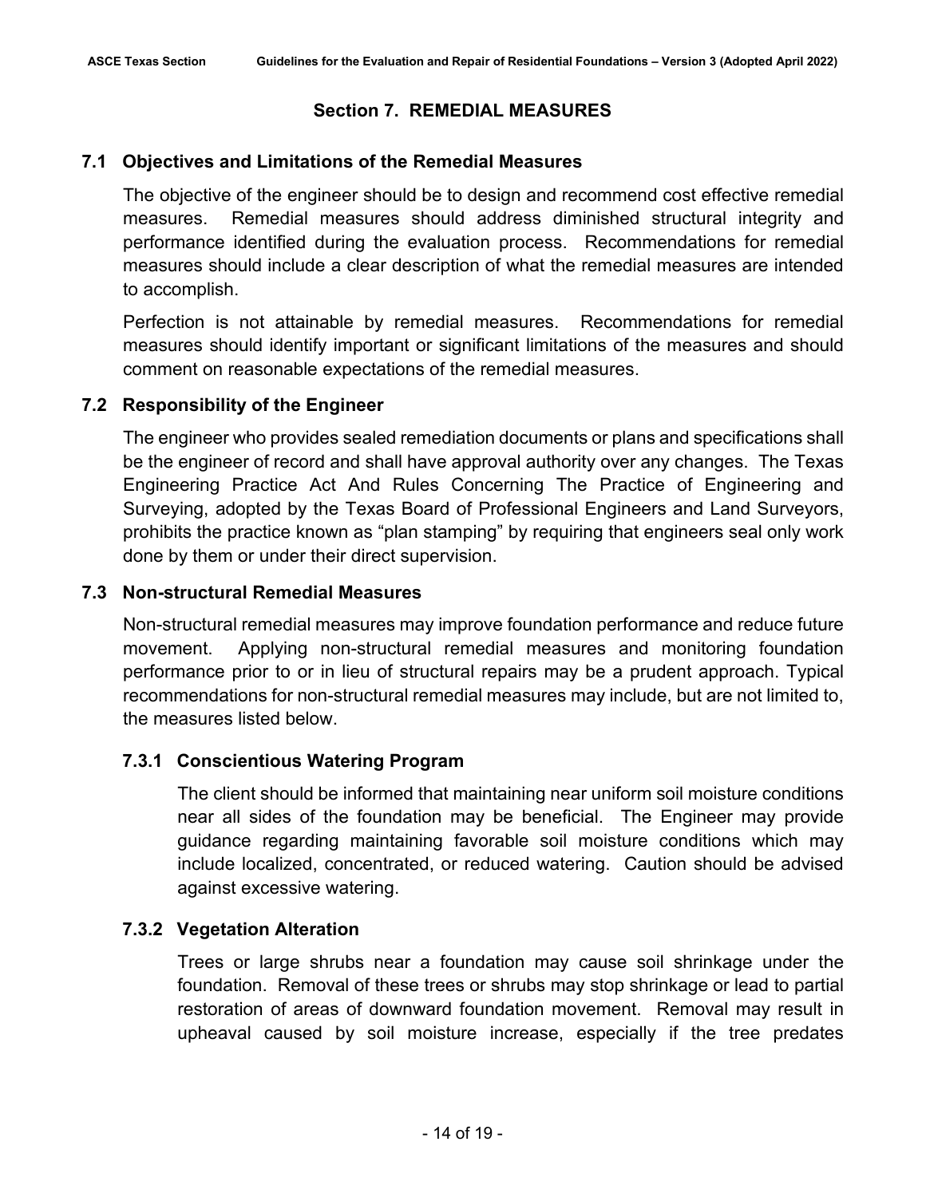## Section 7. REMEDIAL MEASURES

### 7.1 Objectives and Limitations of the Remedial Measures

The objective of the engineer should be to design and recommend cost effective remedial measures. Remedial measures should address diminished structural integrity and performance identified during the evaluation process. Recommendations for remedial measures should include a clear description of what the remedial measures are intended to accomplish.

Perfection is not attainable by remedial measures. Recommendations for remedial measures should identify important or significant limitations of the measures and should comment on reasonable expectations of the remedial measures.

### 7.2 Responsibility of the Engineer

The engineer who provides sealed remediation documents or plans and specifications shall be the engineer of record and shall have approval authority over any changes. The Texas Engineering Practice Act And Rules Concerning The Practice of Engineering and Surveying, adopted by the Texas Board of Professional Engineers and Land Surveyors, prohibits the practice known as "plan stamping" by requiring that engineers seal only work done by them or under their direct supervision.

### 7.3 Non-structural Remedial Measures

Non-structural remedial measures may improve foundation performance and reduce future movement. Applying non-structural remedial measures and monitoring foundation performance prior to or in lieu of structural repairs may be a prudent approach. Typical recommendations for non-structural remedial measures may include, but are not limited to, the measures listed below.

#### 7.3.1 Conscientious Watering Program

The client should be informed that maintaining near uniform soil moisture conditions near all sides of the foundation may be beneficial. The Engineer may provide guidance regarding maintaining favorable soil moisture conditions which may include localized, concentrated, or reduced watering. Caution should be advised against excessive watering.

#### 7.3.2 Vegetation Alteration

Trees or large shrubs near a foundation may cause soil shrinkage under the foundation. Removal of these trees or shrubs may stop shrinkage or lead to partial restoration of areas of downward foundation movement. Removal may result in upheaval caused by soil moisture increase, especially if the tree predates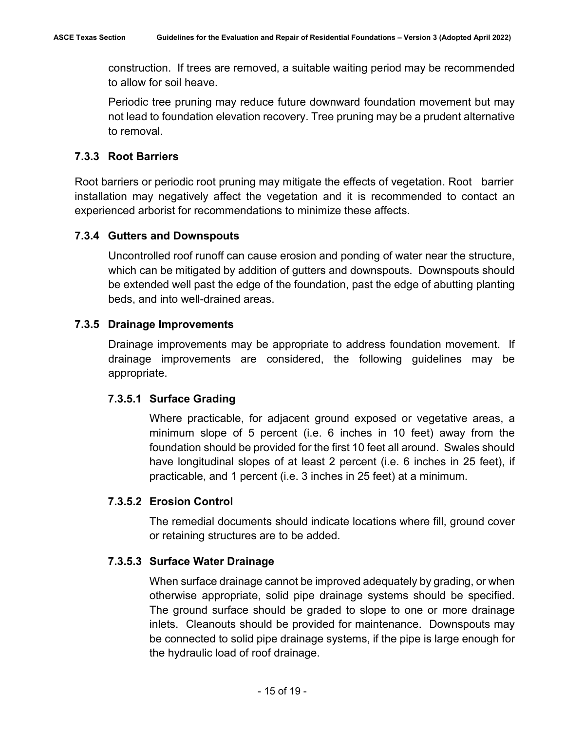construction. If trees are removed, a suitable waiting period may be recommended to allow for soil heave.

Periodic tree pruning may reduce future downward foundation movement but may not lead to foundation elevation recovery. Tree pruning may be a prudent alternative to removal.

### 7.3.3 Root Barriers

Root barriers or periodic root pruning may mitigate the effects of vegetation. Root barrier installation may negatively affect the vegetation and it is recommended to contact an experienced arborist for recommendations to minimize these affects.

### 7.3.4 Gutters and Downspouts

Uncontrolled roof runoff can cause erosion and ponding of water near the structure, which can be mitigated by addition of gutters and downspouts. Downspouts should be extended well past the edge of the foundation, past the edge of abutting planting beds, and into well-drained areas.

### 7.3.5 Drainage Improvements

Drainage improvements may be appropriate to address foundation movement. If drainage improvements are considered, the following guidelines may be appropriate.

#### 7.3.5.1 Surface Grading

Where practicable, for adjacent ground exposed or vegetative areas, a minimum slope of 5 percent (i.e. 6 inches in 10 feet) away from the foundation should be provided for the first 10 feet all around. Swales should have longitudinal slopes of at least 2 percent (i.e. 6 inches in 25 feet), if practicable, and 1 percent (i.e. 3 inches in 25 feet) at a minimum.

#### 7.3.5.2 Erosion Control

The remedial documents should indicate locations where fill, ground cover or retaining structures are to be added.

#### 7.3.5.3 Surface Water Drainage

When surface drainage cannot be improved adequately by grading, or when otherwise appropriate, solid pipe drainage systems should be specified. The ground surface should be graded to slope to one or more drainage inlets. Cleanouts should be provided for maintenance. Downspouts may be connected to solid pipe drainage systems, if the pipe is large enough for the hydraulic load of roof drainage.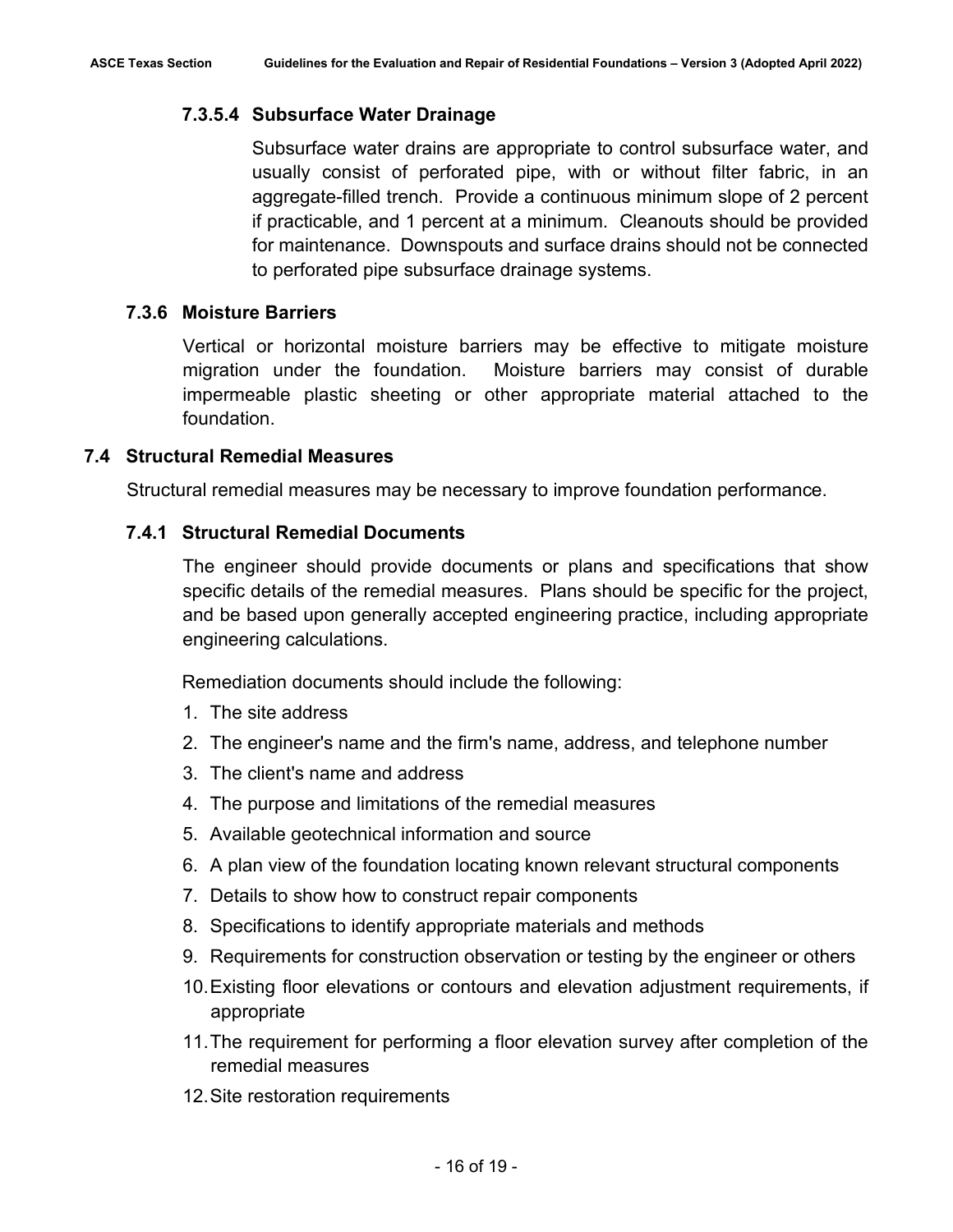#### 7.3.5.4 Subsurface Water Drainage

Subsurface water drains are appropriate to control subsurface water, and usually consist of perforated pipe, with or without filter fabric, in an aggregate-filled trench. Provide a continuous minimum slope of 2 percent if practicable, and 1 percent at a minimum. Cleanouts should be provided for maintenance. Downspouts and surface drains should not be connected to perforated pipe subsurface drainage systems.

### 7.3.6 Moisture Barriers

Vertical or horizontal moisture barriers may be effective to mitigate moisture migration under the foundation. Moisture barriers may consist of durable impermeable plastic sheeting or other appropriate material attached to the foundation.

## 7.4 Structural Remedial Measures

Structural remedial measures may be necessary to improve foundation performance.

### 7.4.1 Structural Remedial Documents

The engineer should provide documents or plans and specifications that show specific details of the remedial measures. Plans should be specific for the project, and be based upon generally accepted engineering practice, including appropriate engineering calculations.

Remediation documents should include the following:

1. The site address
2. The engineer's name and the firm's name, address, and telephone number
3. The client's name and address
4. The purpose and limitations of the remedial measures
5. Available geotechnical information and source
6. A plan view of the foundation locating known relevant structural components
7. Details to show how to construct repair components
8. Specifications to identify appropriate materials and methods
9. Requirements for construction observation or testing by the engineer or others
10. Existing floor elevations or contours and elevation adjustment requirements, if appropriate
11. The requirement for performing a floor elevation survey after completion of the remedial measures
12. Site restoration requirements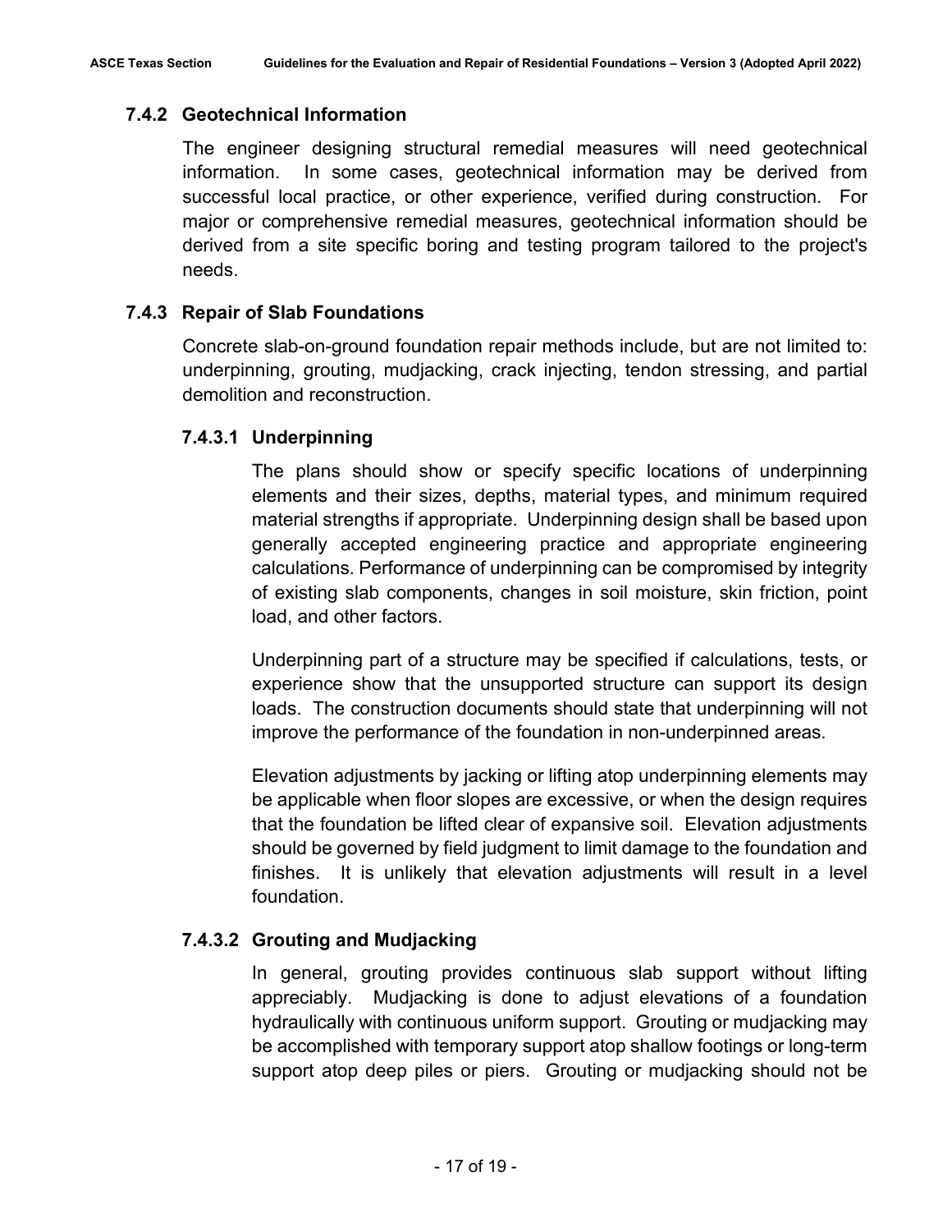### 7.4.2 Geotechnical Information

The engineer designing structural remedial measures will need geotechnical information. In some cases, geotechnical information may be derived from successful local practice, or other experience, verified during construction. For major or comprehensive remedial measures, geotechnical information should be derived from a site specific boring and testing program tailored to the project's needs.

### 7.4.3 Repair of Slab Foundations

Concrete slab-on-ground foundation repair methods include, but are not limited to: underpinning, grouting, mudjacking, crack injecting, tendon stressing, and partial demolition and reconstruction.

#### 7.4.3.1 Underpinning

The plans should show or specify specific locations of underpinning elements and their sizes, depths, material types, and minimum required material strengths if appropriate. Underpinning design shall be based upon generally accepted engineering practice and appropriate engineering calculations. Performance of underpinning can be compromised by integrity of existing slab components, changes in soil moisture, skin friction, point load, and other factors.

Underpinning part of a structure may be specified if calculations, tests, or experience show that the unsupported structure can support its design loads. The construction documents should state that underpinning will not improve the performance of the foundation in non-underpinned areas.

Elevation adjustments by jacking or lifting atop underpinning elements may be applicable when floor slopes are excessive, or when the design requires that the foundation be lifted clear of expansive soil. Elevation adjustments should be governed by field judgment to limit damage to the foundation and finishes. It is unlikely that elevation adjustments will result in a level foundation.

#### 7.4.3.2 Grouting and Mudjacking

In general, grouting provides continuous slab support without lifting appreciably. Mudjacking is done to adjust elevations of a foundation hydraulically with continuous uniform support. Grouting or mudjacking may be accomplished with temporary support atop shallow footings or long-term support atop deep piles or piers. Grouting or mudjacking should not be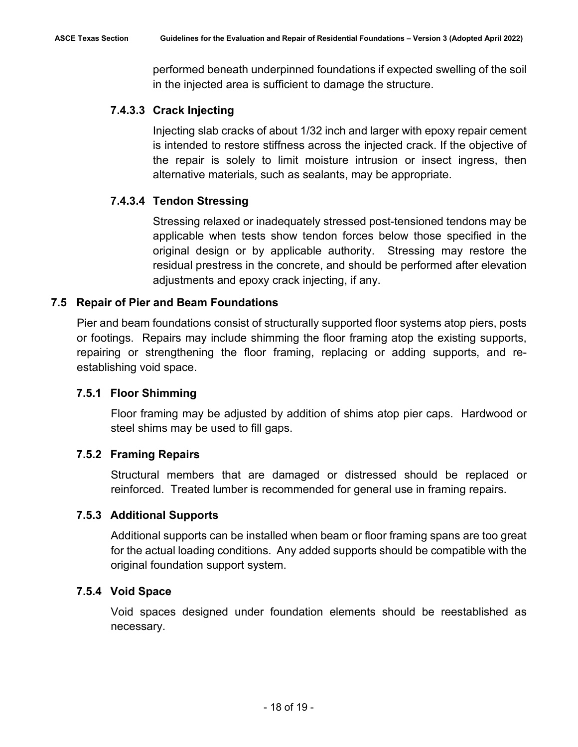performed beneath underpinned foundations if expected swelling of the soil in the injected area is sufficient to damage the structure.

#### 7.4.3.3 Crack Injecting

Injecting slab cracks of about 1/32 inch and larger with epoxy repair cement is intended to restore stiffness across the injected crack. If the objective of the repair is solely to limit moisture intrusion or insect ingress, then alternative materials, such as sealants, may be appropriate.

#### 7.4.3.4 Tendon Stressing

Stressing relaxed or inadequately stressed post-tensioned tendons may be applicable when tests show tendon forces below those specified in the original design or by applicable authority. Stressing may restore the residual prestress in the concrete, and should be performed after elevation adjustments and epoxy crack injecting, if any.

## 7.5 Repair of Pier and Beam Foundations

Pier and beam foundations consist of structurally supported floor systems atop piers, posts or footings. Repairs may include shimming the floor framing atop the existing supports, repairing or strengthening the floor framing, replacing or adding supports, and re-establishing void space.

### 7.5.1 Floor Shimming

Floor framing may be adjusted by addition of shims atop pier caps. Hardwood or steel shims may be used to fill gaps.

### 7.5.2 Framing Repairs

Structural members that are damaged or distressed should be replaced or reinforced. Treated lumber is recommended for general use in framing repairs.

### 7.5.3 Additional Supports

Additional supports can be installed when beam or floor framing spans are too great for the actual loading conditions. Any added supports should be compatible with the original foundation support system.

### 7.5.4 Void Space

Void spaces designed under foundation elements should be reestablished as necessary.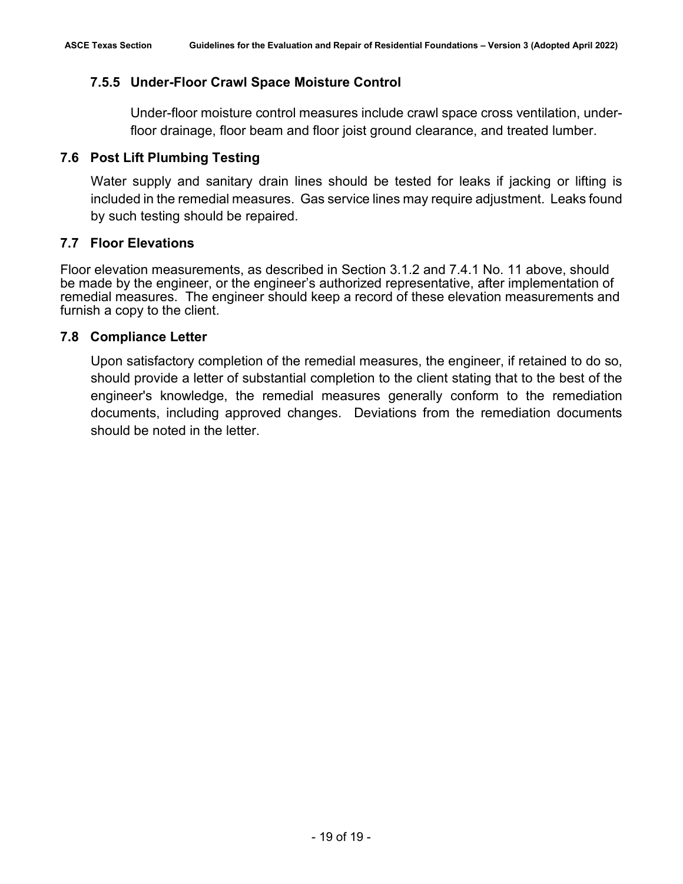#### 7.5.5 Under-Floor Crawl Space Moisture Control

Under-floor moisture control measures include crawl space cross ventilation, under-floor drainage, floor beam and floor joist ground clearance, and treated lumber.

### 7.6 Post Lift Plumbing Testing

Water supply and sanitary drain lines should be tested for leaks if jacking or lifting is included in the remedial measures. Gas service lines may require adjustment. Leaks found by such testing should be repaired.

### 7.7 Floor Elevations

Floor elevation measurements, as described in Section 3.1.2 and 7.4.1 No. 11 above, should be made by the engineer, or the engineer's authorized representative, after implementation of remedial measures. The engineer should keep a record of these elevation measurements and furnish a copy to the client.

### 7.8 Compliance Letter

Upon satisfactory completion of the remedial measures, the engineer, if retained to do so, should provide a letter of substantial completion to the client stating that to the best of the engineer's knowledge, the remedial measures generally conform to the remediation documents, including approved changes. Deviations from the remediation documents should be noted in the letter.